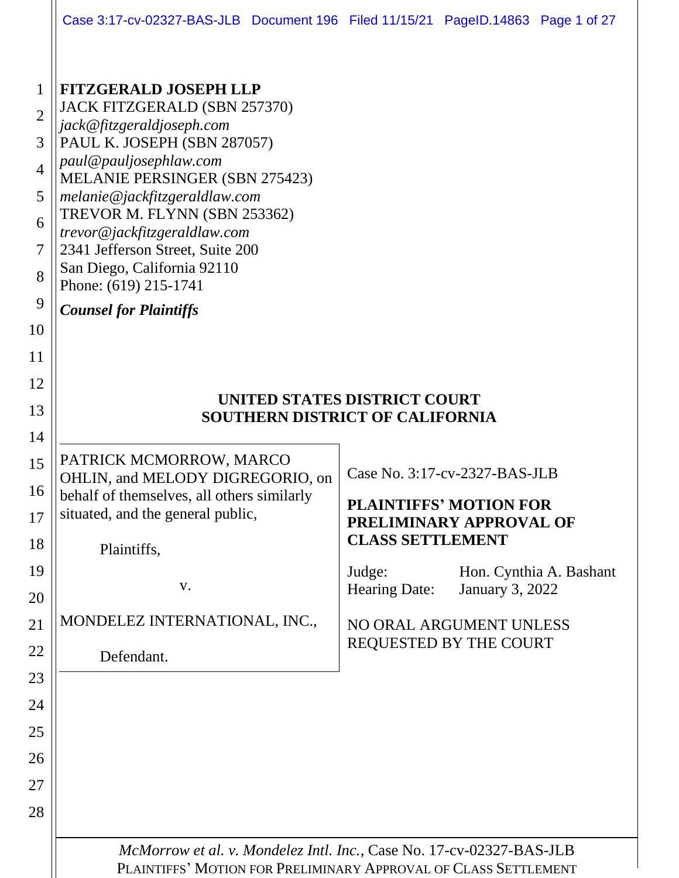**FITZGERALD JOSEPH LLP**
JACK FITZGERALD (SBN 257370)
*jack@fitzgeraldjoseph.com*
PAUL K. JOSEPH (SBN 287057)
*paul@pauljosephlaw.com*
MELANIE PERSINGER (SBN 275423)
*melanie@jackfitzgeraldlaw.com*
TREVOR M. FLYNN (SBN 253362)
*trevor@jackfitzgeraldlaw.com*
2341 Jefferson Street, Suite 200
San Diego, California 92110
Phone: (619) 215-1741

***Counsel for Plaintiffs***

**UNITED STATES DISTRICT COURT**
**SOUTHERN DISTRICT OF CALIFORNIA**

PATRICK MCMORROW, MARCO OHLIN, and MELODY DIGREGORIO, on behalf of themselves, all others similarly situated, and the general public,

Plaintiffs,

v.

MONDELEZ INTERNATIONAL, INC.,

Defendant.

Case No. 3:17-cv-2327-BAS-JLB

**PLAINTIFFS' MOTION FOR PRELIMINARY APPROVAL OF CLASS SETTLEMENT**

Judge: Hon. Cynthia A. Bashant
Hearing Date: January 3, 2022

NO ORAL ARGUMENT UNLESS REQUESTED BY THE COURT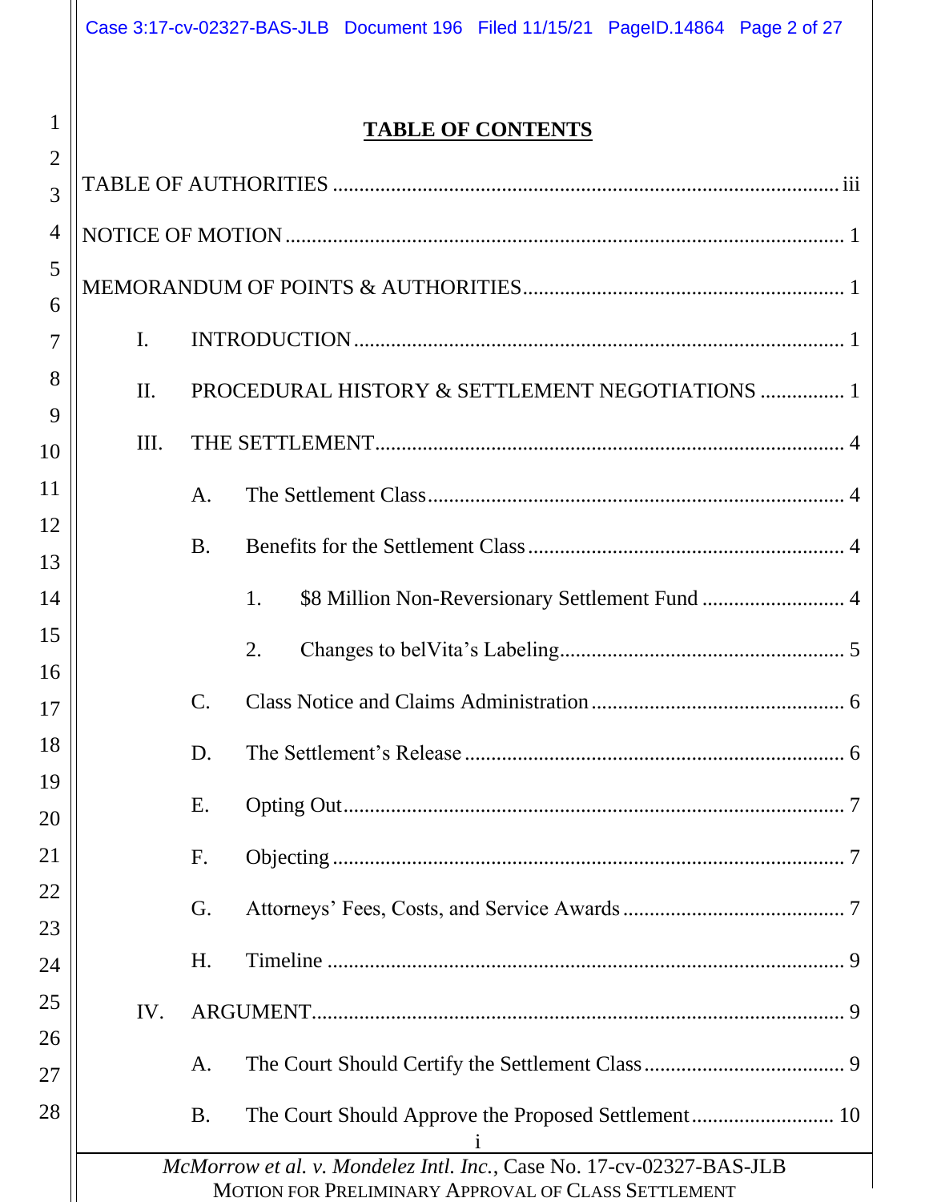# TABLE OF CONTENTS

TABLE OF AUTHORITIES ............................................................................................. iii

NOTICE OF MOTION ..................................................................................................... 1

MEMORANDUM OF POINTS & AUTHORITIES ............................................................ 1

- I. INTRODUCTION ........................................................................................... 1
- II. PROCEDURAL HISTORY & SETTLEMENT NEGOTIATIONS ................ 1
- III. THE SETTLEMENT ....................................................................................... 4
  - A. The Settlement Class .............................................................................. 4
  - B. Benefits for the Settlement Class ........................................................... 4
    - 1. $8 Million Non-Reversionary Settlement Fund ........................... 4
    - 2. Changes to belVita's Labeling ..................................................... 5
  - C. Class Notice and Claims Administration ............................................... 6
  - D. The Settlement's Release ....................................................................... 6
  - E. Opting Out ............................................................................................. 7
  - F. Objecting ................................................................................................ 7
  - G. Attorneys' Fees, Costs, and Service Awards .......................................... 7
  - H. Timeline ................................................................................................. 9
- IV. ARGUMENT .................................................................................................... 9
  - A. The Court Should Certify the Settlement Class ...................................... 9
  - B. The Court Should Approve the Proposed Settlement ........................... 10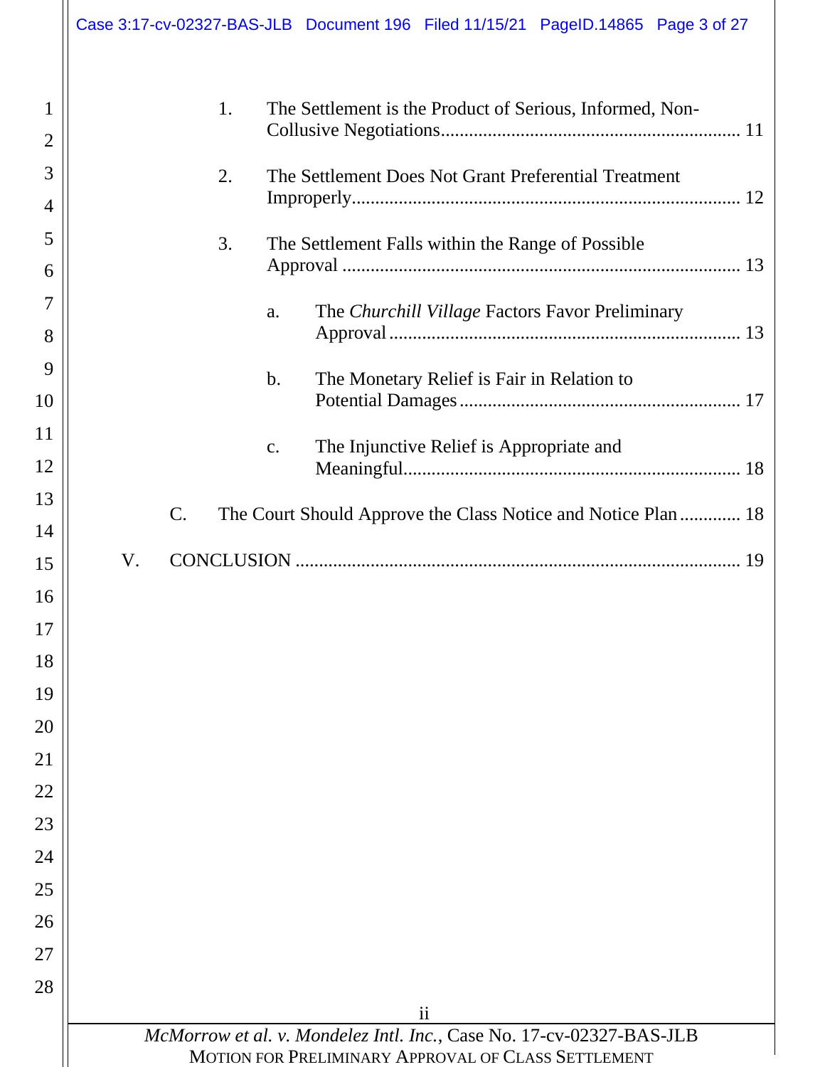1. The Settlement is the Product of Serious, Informed, Non-Collusive Negotiations ............................................................... 11

2. The Settlement Does Not Grant Preferential Treatment Improperly ................................................................................. 12

3. The Settlement Falls within the Range of Possible Approval .................................................................................... 13

   a. The *Churchill Village* Factors Favor Preliminary Approval ........................................................................... 13

   b. The Monetary Relief is Fair in Relation to Potential Damages ............................................................ 17

   c. The Injunctive Relief is Appropriate and Meaningful ....................................................................... 18

C. The Court Should Approve the Class Notice and Notice Plan ............. 18

V. CONCLUSION ............................................................................................... 19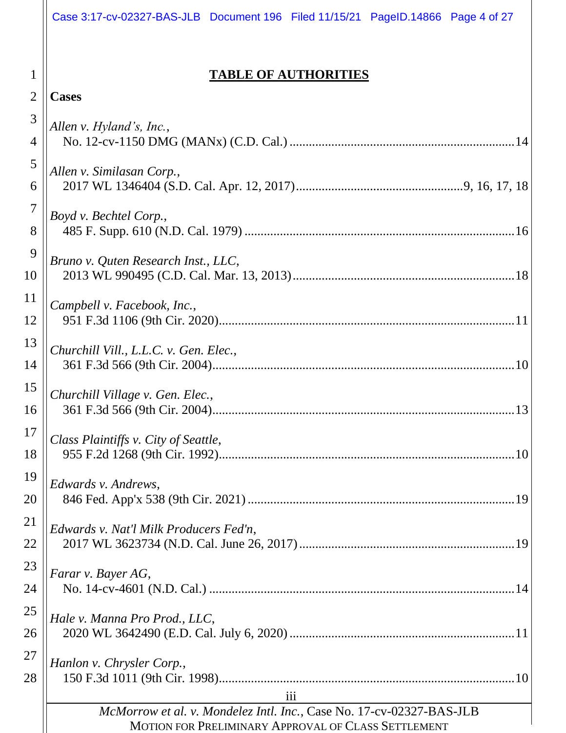# TABLE OF AUTHORITIES

**Cases**

*Allen v. Hyland's, Inc.*,
No. 12-cv-1150 DMG (MANx) (C.D. Cal.) ....................................................................14

*Allen v. Similasan Corp.*,
2017 WL 1346404 (S.D. Cal. Apr. 12, 2017)....................................................9, 16, 17, 18

*Boyd v. Bechtel Corp.*,
485 F. Supp. 610 (N.D. Cal. 1979) ....................................................................................16

*Bruno v. Quten Research Inst., LLC*,
2013 WL 990495 (C.D. Cal. Mar. 13, 2013).....................................................................18

*Campbell v. Facebook, Inc.*,
951 F.3d 1106 (9th Cir. 2020)............................................................................................11

*Churchill Vill., L.L.C. v. Gen. Elec.*,
361 F.3d 566 (9th Cir. 2004)..............................................................................................10

*Churchill Village v. Gen. Elec.*,
361 F.3d 566 (9th Cir. 2004)..............................................................................................13

*Class Plaintiffs v. City of Seattle*,
955 F.2d 1268 (9th Cir. 1992)............................................................................................10

*Edwards v. Andrews*,
846 Fed. App'x 538 (9th Cir. 2021) ..................................................................................19

*Edwards v. Nat'l Milk Producers Fed'n*,
2017 WL 3623734 (N.D. Cal. June 26, 2017) ...................................................................19

*Farar v. Bayer AG*,
No. 14-cv-4601 (N.D. Cal.) ...............................................................................................14

*Hale v. Manna Pro Prod., LLC*,
2020 WL 3642490 (E.D. Cal. July 6, 2020) ......................................................................11

*Hanlon v. Chrysler Corp.*,
150 F.3d 1011 (9th Cir. 1998)............................................................................................10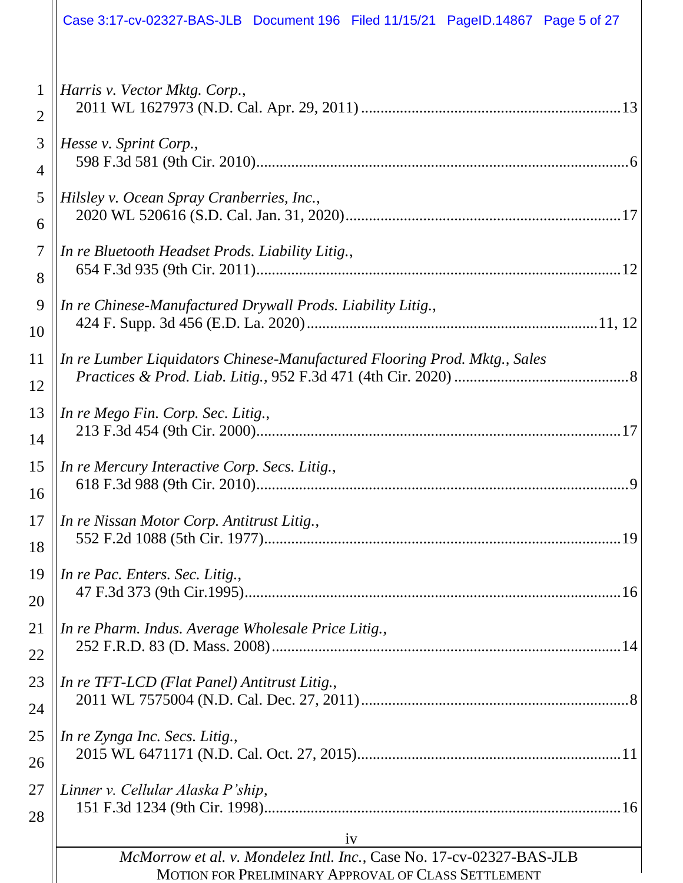*Harris v. Vector Mktg. Corp.*,
2011 WL 1627973 (N.D. Cal. Apr. 29, 2011) .................................................................13

*Hesse v. Sprint Corp.*,
598 F.3d 581 (9th Cir. 2010)...............................................................................................6

*Hilsley v. Ocean Spray Cranberries, Inc.*,
2020 WL 520616 (S.D. Cal. Jan. 31, 2020).....................................................................17

*In re Bluetooth Headset Prods. Liability Litig.*,
654 F.3d 935 (9th Cir. 2011)...........................................................................................12

*In re Chinese-Manufactured Drywall Prods. Liability Litig.*,
424 F. Supp. 3d 456 (E.D. La. 2020) .........................................................................11, 12

*In re Lumber Liquidators Chinese-Manufactured Flooring Prod. Mktg., Sales Practices & Prod. Liab. Litig.*, 952 F.3d 471 (4th Cir. 2020) ............................................8

*In re Mego Fin. Corp. Sec. Litig.*,
213 F.3d 454 (9th Cir. 2000).............................................................................................17

*In re Mercury Interactive Corp. Secs. Litig.*,
618 F.3d 988 (9th Cir. 2010)...............................................................................................9

*In re Nissan Motor Corp. Antitrust Litig.*,
552 F.2d 1088 (5th Cir. 1977)...........................................................................................19

*In re Pac. Enters. Sec. Litig.*,
47 F.3d 373 (9th Cir.1995)...............................................................................................16

*In re Pharm. Indus. Average Wholesale Price Litig.*,
252 F.R.D. 83 (D. Mass. 2008).........................................................................................14

*In re TFT-LCD (Flat Panel) Antitrust Litig.*,
2011 WL 7575004 (N.D. Cal. Dec. 27, 2011)....................................................................8

*In re Zynga Inc. Secs. Litig.*,
2015 WL 6471171 (N.D. Cal. Oct. 27, 2015)...................................................................11

*Linner v. Cellular Alaska P'ship*,
151 F.3d 1234 (9th Cir. 1998)...........................................................................................16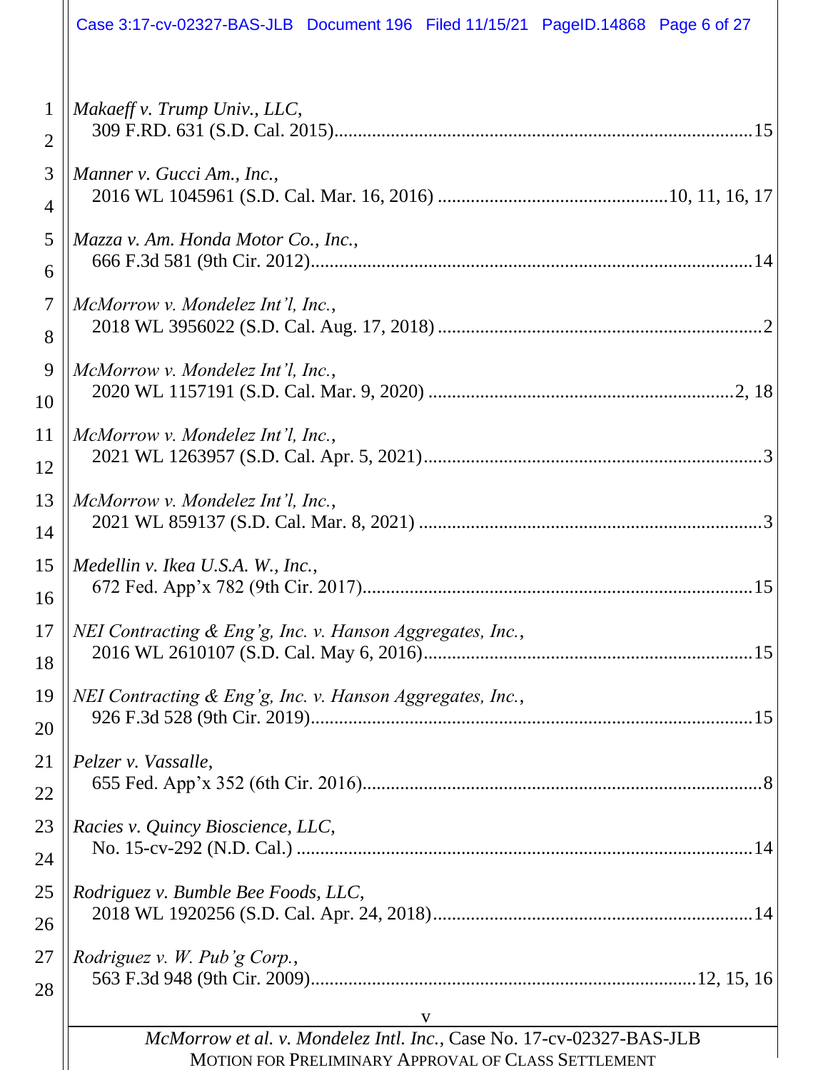*Makaeff v. Trump Univ., LLC*,
309 F.RD. 631 (S.D. Cal. 2015)........................................................................................15

*Manner v. Gucci Am., Inc.*,
2016 WL 1045961 (S.D. Cal. Mar. 16, 2016) ................................................10, 11, 16, 17

*Mazza v. Am. Honda Motor Co., Inc.*,
666 F.3d 581 (9th Cir. 2012)..............................................................................................14

*McMorrow v. Mondelez Int'l, Inc.*,
2018 WL 3956022 (S.D. Cal. Aug. 17, 2018) .....................................................................2

*McMorrow v. Mondelez Int'l, Inc.*,
2020 WL 1157191 (S.D. Cal. Mar. 9, 2020) .................................................................2, 18

*McMorrow v. Mondelez Int'l, Inc.*,
2021 WL 1263957 (S.D. Cal. Apr. 5, 2021)........................................................................3

*McMorrow v. Mondelez Int'l, Inc.*,
2021 WL 859137 (S.D. Cal. Mar. 8, 2021) .........................................................................3

*Medellin v. Ikea U.S.A. W., Inc.*,
672 Fed. App'x 782 (9th Cir. 2017)..................................................................................15

*NEI Contracting & Eng'g, Inc. v. Hanson Aggregates, Inc.*,
2016 WL 2610107 (S.D. Cal. May 6, 2016)......................................................................15

*NEI Contracting & Eng'g, Inc. v. Hanson Aggregates, Inc.*,
926 F.3d 528 (9th Cir. 2019)..............................................................................................15

*Pelzer v. Vassalle*,
655 Fed. App'x 352 (6th Cir. 2016).....................................................................................8

*Racies v. Quincy Bioscience, LLC*,
No. 15-cv-292 (N.D. Cal.) .................................................................................................14

*Rodriguez v. Bumble Bee Foods, LLC*,
2018 WL 1920256 (S.D. Cal. Apr. 24, 2018)....................................................................14

*Rodriguez v. W. Pub'g Corp.*,
563 F.3d 948 (9th Cir. 2009)..................................................................................12, 15, 16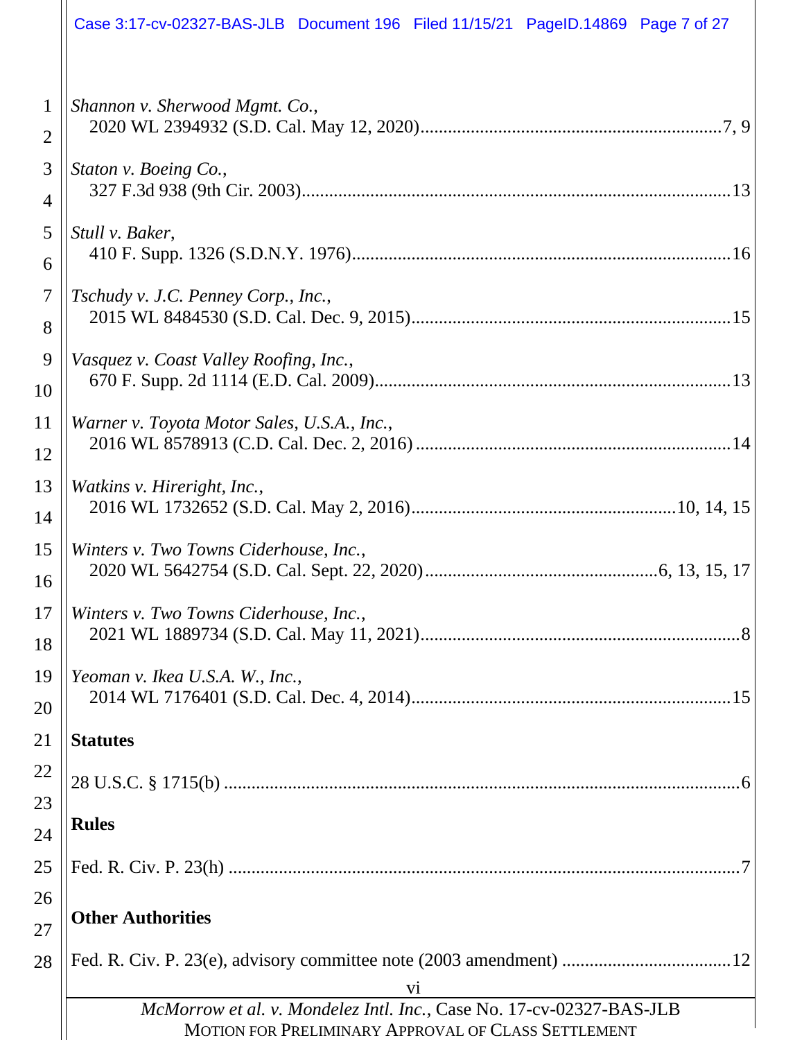*Shannon v. Sherwood Mgmt. Co.*,
2020 WL 2394932 (S.D. Cal. May 12, 2020)....................7, 9

*Staton v. Boeing Co.*,
327 F.3d 938 (9th Cir. 2003)....................13

*Stull v. Baker*,
410 F. Supp. 1326 (S.D.N.Y. 1976)....................16

*Tschudy v. J.C. Penney Corp., Inc.*,
2015 WL 8484530 (S.D. Cal. Dec. 9, 2015)....................15

*Vasquez v. Coast Valley Roofing, Inc.*,
670 F. Supp. 2d 1114 (E.D. Cal. 2009)....................13

*Warner v. Toyota Motor Sales, U.S.A., Inc.*,
2016 WL 8578913 (C.D. Cal. Dec. 2, 2016)....................14

*Watkins v. Hireright, Inc.*,
2016 WL 1732652 (S.D. Cal. May 2, 2016)....................10, 14, 15

*Winters v. Two Towns Ciderhouse, Inc.*,
2020 WL 5642754 (S.D. Cal. Sept. 22, 2020)....................6, 13, 15, 17

*Winters v. Two Towns Ciderhouse, Inc.*,
2021 WL 1889734 (S.D. Cal. May 11, 2021)....................8

*Yeoman v. Ikea U.S.A. W., Inc.*,
2014 WL 7176401 (S.D. Cal. Dec. 4, 2014)....................15

**Statutes**

28 U.S.C. § 1715(b)....................6

**Rules**

Fed. R. Civ. P. 23(h)....................7

**Other Authorities**

Fed. R. Civ. P. 23(e), advisory committee note (2003 amendment)....................12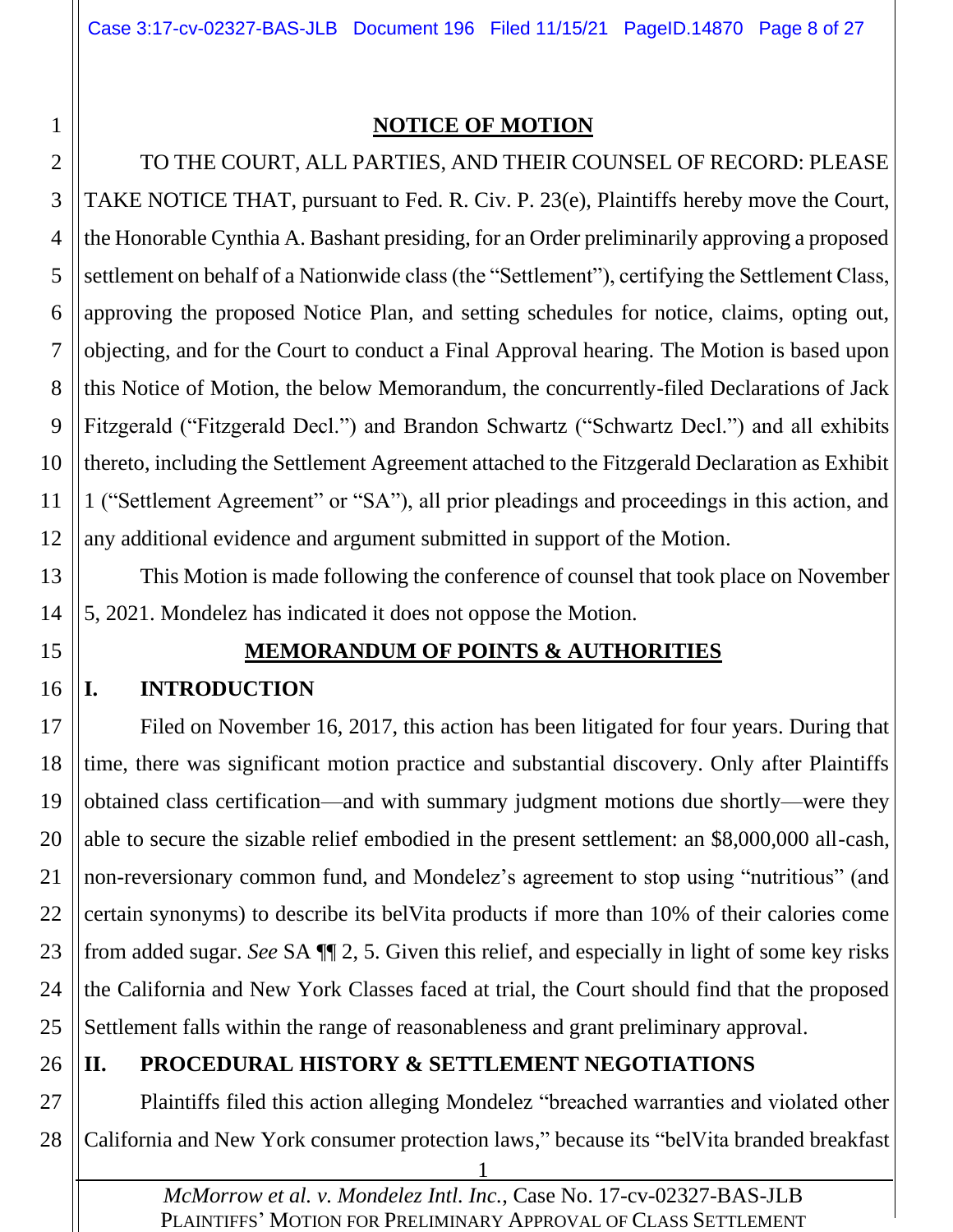## NOTICE OF MOTION

TO THE COURT, ALL PARTIES, AND THEIR COUNSEL OF RECORD: PLEASE TAKE NOTICE THAT, pursuant to Fed. R. Civ. P. 23(e), Plaintiffs hereby move the Court, the Honorable Cynthia A. Bashant presiding, for an Order preliminarily approving a proposed settlement on behalf of a Nationwide class (the "Settlement"), certifying the Settlement Class, approving the proposed Notice Plan, and setting schedules for notice, claims, opting out, objecting, and for the Court to conduct a Final Approval hearing. The Motion is based upon this Notice of Motion, the below Memorandum, the concurrently-filed Declarations of Jack Fitzgerald ("Fitzgerald Decl.") and Brandon Schwartz ("Schwartz Decl.") and all exhibits thereto, including the Settlement Agreement attached to the Fitzgerald Declaration as Exhibit 1 ("Settlement Agreement" or "SA"), all prior pleadings and proceedings in this action, and any additional evidence and argument submitted in support of the Motion.

This Motion is made following the conference of counsel that took place on November 5, 2021. Mondelez has indicated it does not oppose the Motion.

## MEMORANDUM OF POINTS & AUTHORITIES

### I. INTRODUCTION

Filed on November 16, 2017, this action has been litigated for four years. During that time, there was significant motion practice and substantial discovery. Only after Plaintiffs obtained class certification—and with summary judgment motions due shortly—were they able to secure the sizable relief embodied in the present settlement: an $8,000,000 all-cash, non-reversionary common fund, and Mondelez's agreement to stop using "nutritious" (and certain synonyms) to describe its belVita products if more than 10% of their calories come from added sugar. *See* SA ¶¶ 2, 5. Given this relief, and especially in light of some key risks the California and New York Classes faced at trial, the Court should find that the proposed Settlement falls within the range of reasonableness and grant preliminary approval.

### II. PROCEDURAL HISTORY & SETTLEMENT NEGOTIATIONS

Plaintiffs filed this action alleging Mondelez "breached warranties and violated other California and New York consumer protection laws," because its "belVita branded breakfast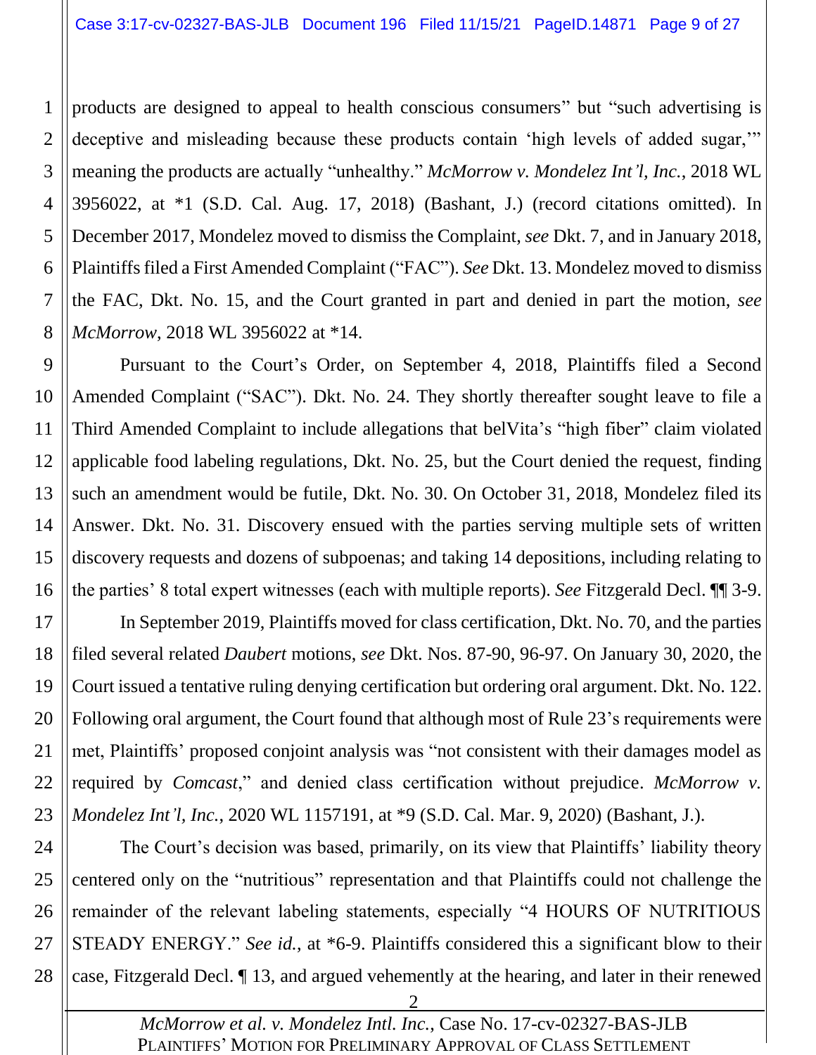products are designed to appeal to health conscious consumers" but "such advertising is deceptive and misleading because these products contain 'high levels of added sugar,'" meaning the products are actually "unhealthy." *McMorrow v. Mondelez Int'l, Inc.*, 2018 WL 3956022, at *1 (S.D. Cal. Aug. 17, 2018) (Bashant, J.) (record citations omitted). In December 2017, Mondelez moved to dismiss the Complaint, *see* Dkt. 7, and in January 2018, Plaintiffs filed a First Amended Complaint ("FAC"). *See* Dkt. 13. Mondelez moved to dismiss the FAC, Dkt. No. 15, and the Court granted in part and denied in part the motion, *see* *McMorrow*, 2018 WL 3956022 at *14.

Pursuant to the Court's Order, on September 4, 2018, Plaintiffs filed a Second Amended Complaint ("SAC"). Dkt. No. 24. They shortly thereafter sought leave to file a Third Amended Complaint to include allegations that belVita's "high fiber" claim violated applicable food labeling regulations, Dkt. No. 25, but the Court denied the request, finding such an amendment would be futile, Dkt. No. 30. On October 31, 2018, Mondelez filed its Answer. Dkt. No. 31. Discovery ensued with the parties serving multiple sets of written discovery requests and dozens of subpoenas; and taking 14 depositions, including relating to the parties' 8 total expert witnesses (each with multiple reports). *See* Fitzgerald Decl. ¶¶ 3-9.

In September 2019, Plaintiffs moved for class certification, Dkt. No. 70, and the parties filed several related *Daubert* motions, *see* Dkt. Nos. 87-90, 96-97. On January 30, 2020, the Court issued a tentative ruling denying certification but ordering oral argument. Dkt. No. 122. Following oral argument, the Court found that although most of Rule 23's requirements were met, Plaintiffs' proposed conjoint analysis was "not consistent with their damages model as required by *Comcast*," and denied class certification without prejudice. *McMorrow v. Mondelez Int'l, Inc.*, 2020 WL 1157191, at *9 (S.D. Cal. Mar. 9, 2020) (Bashant, J.).

The Court's decision was based, primarily, on its view that Plaintiffs' liability theory centered only on the "nutritious" representation and that Plaintiffs could not challenge the remainder of the relevant labeling statements, especially "4 HOURS OF NUTRITIOUS STEADY ENERGY." *See id.*, at *6-9. Plaintiffs considered this a significant blow to their case, Fitzgerald Decl. ¶ 13, and argued vehemently at the hearing, and later in their renewed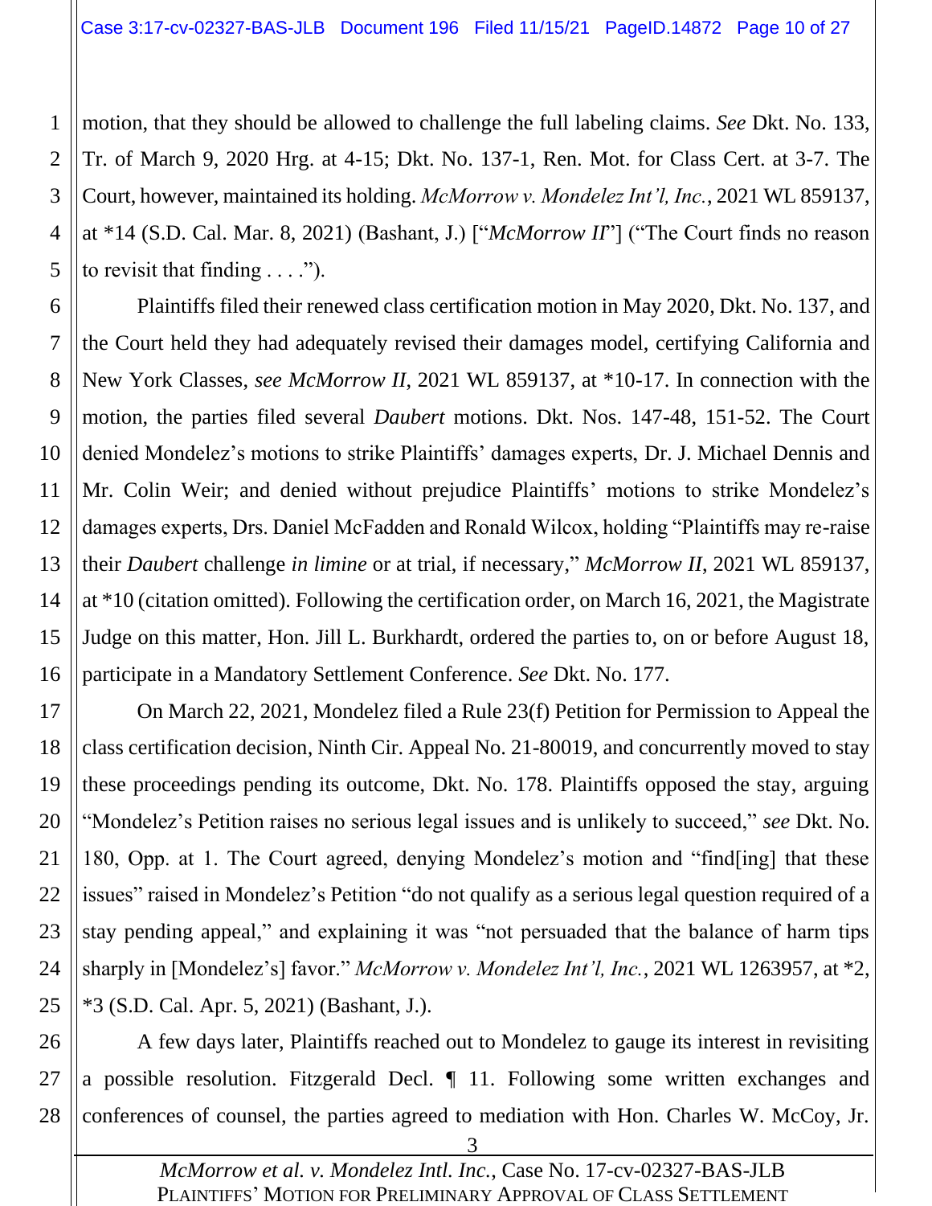motion, that they should be allowed to challenge the full labeling claims. *See* Dkt. No. 133, Tr. of March 9, 2020 Hrg. at 4-15; Dkt. No. 137-1, Ren. Mot. for Class Cert. at 3-7. The Court, however, maintained its holding. *McMorrow v. Mondelez Int'l, Inc.*, 2021 WL 859137, at *14 (S.D. Cal. Mar. 8, 2021) (Bashant, J.) ["*McMorrow II*"] ("The Court finds no reason to revisit that finding . . . .").

Plaintiffs filed their renewed class certification motion in May 2020, Dkt. No. 137, and the Court held they had adequately revised their damages model, certifying California and New York Classes, *see McMorrow II*, 2021 WL 859137, at *10-17. In connection with the motion, the parties filed several *Daubert* motions. Dkt. Nos. 147-48, 151-52. The Court denied Mondelez's motions to strike Plaintiffs' damages experts, Dr. J. Michael Dennis and Mr. Colin Weir; and denied without prejudice Plaintiffs' motions to strike Mondelez's damages experts, Drs. Daniel McFadden and Ronald Wilcox, holding "Plaintiffs may re-raise their *Daubert* challenge *in limine* or at trial, if necessary," *McMorrow II*, 2021 WL 859137, at *10 (citation omitted). Following the certification order, on March 16, 2021, the Magistrate Judge on this matter, Hon. Jill L. Burkhardt, ordered the parties to, on or before August 18, participate in a Mandatory Settlement Conference. *See* Dkt. No. 177.

On March 22, 2021, Mondelez filed a Rule 23(f) Petition for Permission to Appeal the class certification decision, Ninth Cir. Appeal No. 21-80019, and concurrently moved to stay these proceedings pending its outcome, Dkt. No. 178. Plaintiffs opposed the stay, arguing "Mondelez's Petition raises no serious legal issues and is unlikely to succeed," *see* Dkt. No. 180, Opp. at 1. The Court agreed, denying Mondelez's motion and "find[ing] that these issues" raised in Mondelez's Petition "do not qualify as a serious legal question required of a stay pending appeal," and explaining it was "not persuaded that the balance of harm tips sharply in [Mondelez's] favor." *McMorrow v. Mondelez Int'l, Inc.*, 2021 WL 1263957, at *2, *3 (S.D. Cal. Apr. 5, 2021) (Bashant, J.).

A few days later, Plaintiffs reached out to Mondelez to gauge its interest in revisiting a possible resolution. Fitzgerald Decl. ¶ 11. Following some written exchanges and conferences of counsel, the parties agreed to mediation with Hon. Charles W. McCoy, Jr.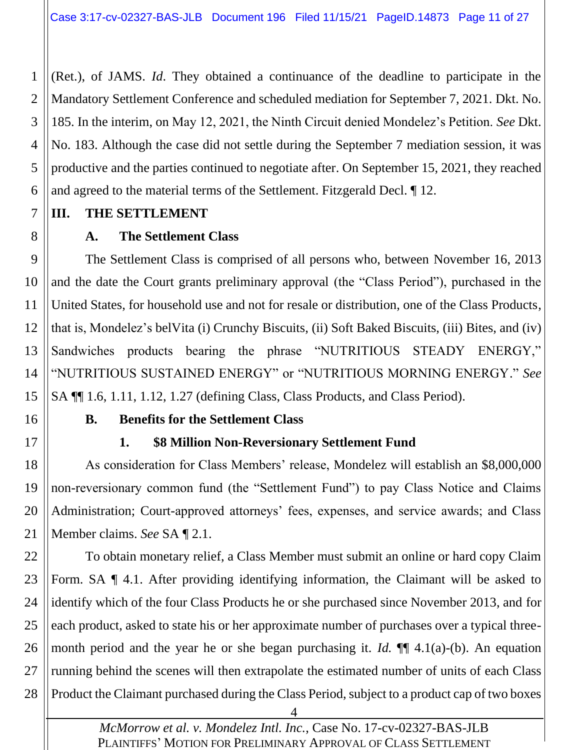(Ret.), of JAMS. *Id*. They obtained a continuance of the deadline to participate in the Mandatory Settlement Conference and scheduled mediation for September 7, 2021. Dkt. No. 185. In the interim, on May 12, 2021, the Ninth Circuit denied Mondelez's Petition. *See* Dkt. No. 183. Although the case did not settle during the September 7 mediation session, it was productive and the parties continued to negotiate after. On September 15, 2021, they reached and agreed to the material terms of the Settlement. Fitzgerald Decl. ¶ 12.

## III. THE SETTLEMENT

### A. The Settlement Class

The Settlement Class is comprised of all persons who, between November 16, 2013 and the date the Court grants preliminary approval (the "Class Period"), purchased in the United States, for household use and not for resale or distribution, one of the Class Products, that is, Mondelez's belVita (i) Crunchy Biscuits, (ii) Soft Baked Biscuits, (iii) Bites, and (iv) Sandwiches products bearing the phrase "NUTRITIOUS STEADY ENERGY," "NUTRITIOUS SUSTAINED ENERGY" or "NUTRITIOUS MORNING ENERGY." *See* SA ¶¶ 1.6, 1.11, 1.12, 1.27 (defining Class, Class Products, and Class Period).

### B. Benefits for the Settlement Class

#### 1. $8 Million Non-Reversionary Settlement Fund

As consideration for Class Members' release, Mondelez will establish an $8,000,000 non-reversionary common fund (the "Settlement Fund") to pay Class Notice and Claims Administration; Court-approved attorneys' fees, expenses, and service awards; and Class Member claims. *See* SA ¶ 2.1.

To obtain monetary relief, a Class Member must submit an online or hard copy Claim Form. SA ¶ 4.1. After providing identifying information, the Claimant will be asked to identify which of the four Class Products he or she purchased since November 2013, and for each product, asked to state his or her approximate number of purchases over a typical three-month period and the year he or she began purchasing it. *Id.* ¶¶ 4.1(a)-(b). An equation running behind the scenes will then extrapolate the estimated number of units of each Class Product the Claimant purchased during the Class Period, subject to a product cap of two boxes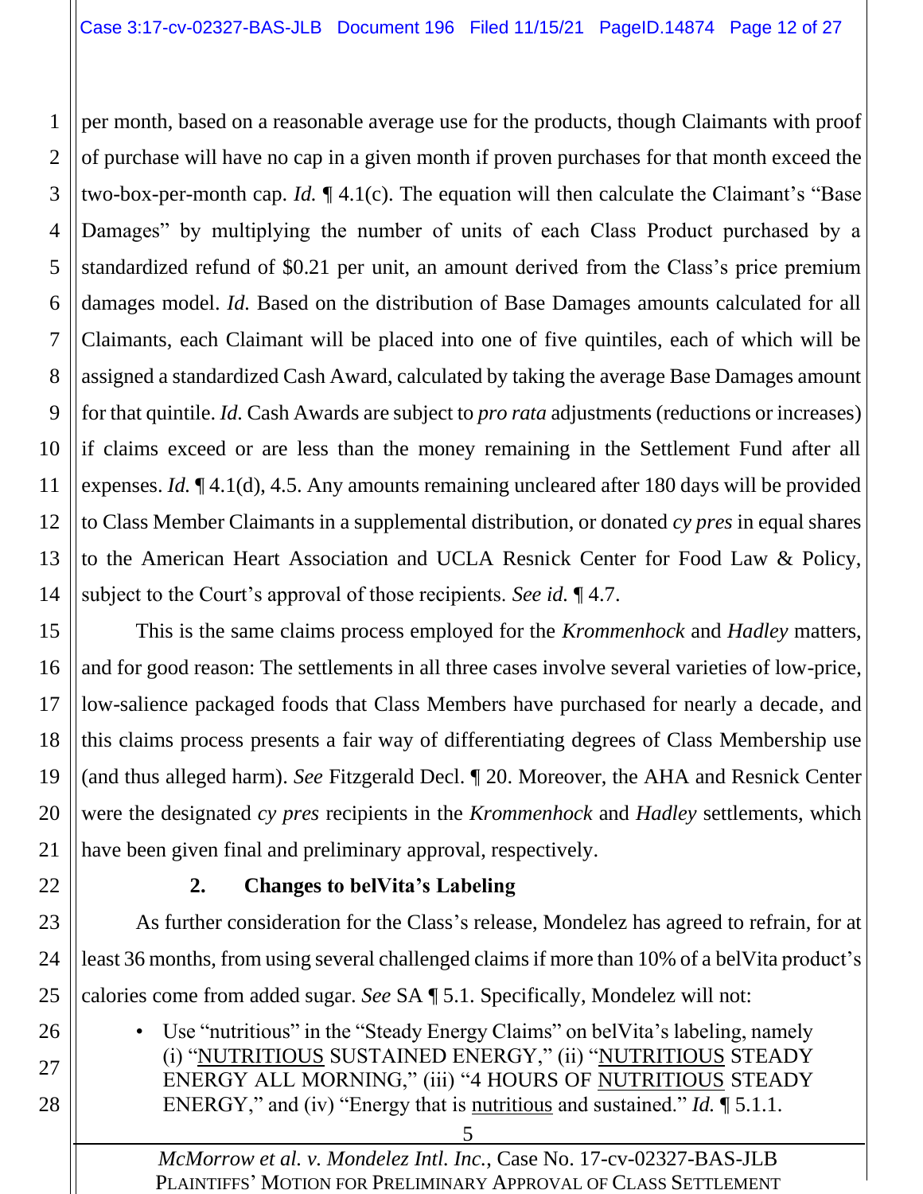per month, based on a reasonable average use for the products, though Claimants with proof of purchase will have no cap in a given month if proven purchases for that month exceed the two-box-per-month cap. *Id.* ¶ 4.1(c). The equation will then calculate the Claimant's "Base Damages" by multiplying the number of units of each Class Product purchased by a standardized refund of $0.21 per unit, an amount derived from the Class's price premium damages model. *Id.* Based on the distribution of Base Damages amounts calculated for all Claimants, each Claimant will be placed into one of five quintiles, each of which will be assigned a standardized Cash Award, calculated by taking the average Base Damages amount for that quintile. *Id.* Cash Awards are subject to *pro rata* adjustments (reductions or increases) if claims exceed or are less than the money remaining in the Settlement Fund after all expenses. *Id.* ¶ 4.1(d), 4.5. Any amounts remaining uncleared after 180 days will be provided to Class Member Claimants in a supplemental distribution, or donated *cy pres* in equal shares to the American Heart Association and UCLA Resnick Center for Food Law & Policy, subject to the Court's approval of those recipients. *See id.* ¶ 4.7.

This is the same claims process employed for the *Krommenhock* and *Hadley* matters, and for good reason: The settlements in all three cases involve several varieties of low-price, low-salience packaged foods that Class Members have purchased for nearly a decade, and this claims process presents a fair way of differentiating degrees of Class Membership use (and thus alleged harm). *See* Fitzgerald Decl. ¶ 20. Moreover, the AHA and Resnick Center were the designated *cy pres* recipients in the *Krommenhock* and *Hadley* settlements, which have been given final and preliminary approval, respectively.

### 2. Changes to belVita's Labeling

As further consideration for the Class's release, Mondelez has agreed to refrain, for at least 36 months, from using several challenged claims if more than 10% of a belVita product's calories come from added sugar. *See* SA ¶ 5.1. Specifically, Mondelez will not:

- Use "nutritious" in the "Steady Energy Claims" on belVita's labeling, namely (i) "<u>NUTRITIOUS</u> SUSTAINED ENERGY," (ii) "<u>NUTRITIOUS</u> STEADY ENERGY ALL MORNING," (iii) "4 HOURS OF <u>NUTRITIOUS</u> STEADY ENERGY," and (iv) "Energy that is <u>nutritious</u> and sustained." *Id.* ¶ 5.1.1.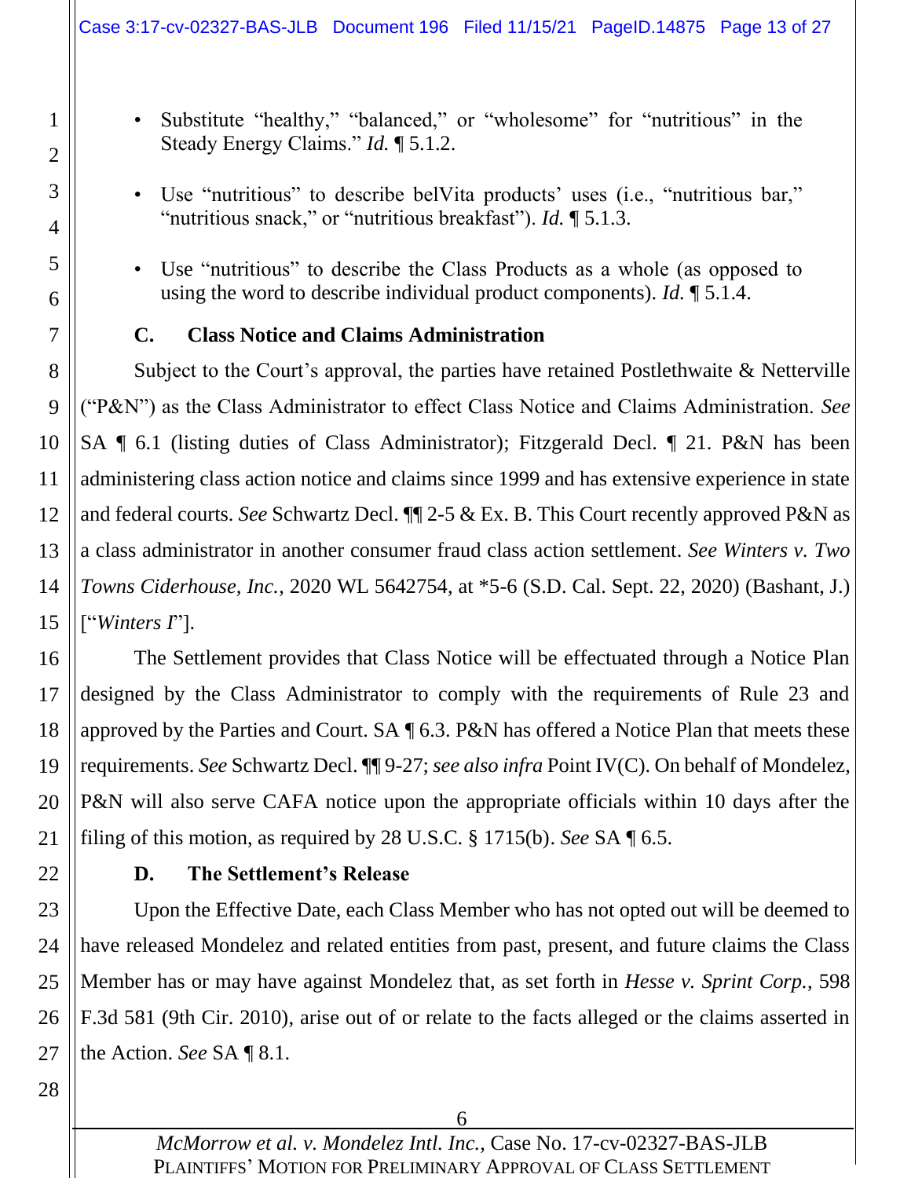- Substitute "healthy," "balanced," or "wholesome" for "nutritious" in the Steady Energy Claims." *Id.* ¶ 5.1.2.

- Use "nutritious" to describe belVita products' uses (i.e., "nutritious bar," "nutritious snack," or "nutritious breakfast"). *Id.* ¶ 5.1.3.

- Use "nutritious" to describe the Class Products as a whole (as opposed to using the word to describe individual product components). *Id.* ¶ 5.1.4.

### C. Class Notice and Claims Administration

Subject to the Court's approval, the parties have retained Postlethwaite & Netterville ("P&N") as the Class Administrator to effect Class Notice and Claims Administration. *See* SA ¶ 6.1 (listing duties of Class Administrator); Fitzgerald Decl. ¶ 21. P&N has been administering class action notice and claims since 1999 and has extensive experience in state and federal courts. *See* Schwartz Decl. ¶¶ 2-5 & Ex. B. This Court recently approved P&N as a class administrator in another consumer fraud class action settlement. *See Winters v. Two Towns Ciderhouse, Inc.*, 2020 WL 5642754, at *5-6 (S.D. Cal. Sept. 22, 2020) (Bashant, J.) ["*Winters I*"].

The Settlement provides that Class Notice will be effectuated through a Notice Plan designed by the Class Administrator to comply with the requirements of Rule 23 and approved by the Parties and Court. SA ¶ 6.3. P&N has offered a Notice Plan that meets these requirements. *See* Schwartz Decl. ¶¶ 9-27; *see also infra* Point IV(C). On behalf of Mondelez, P&N will also serve CAFA notice upon the appropriate officials within 10 days after the filing of this motion, as required by 28 U.S.C. § 1715(b). *See* SA ¶ 6.5.

### D. The Settlement's Release

Upon the Effective Date, each Class Member who has not opted out will be deemed to have released Mondelez and related entities from past, present, and future claims the Class Member has or may have against Mondelez that, as set forth in *Hesse v. Sprint Corp.*, 598 F.3d 581 (9th Cir. 2010), arise out of or relate to the facts alleged or the claims asserted in the Action. *See* SA ¶ 8.1.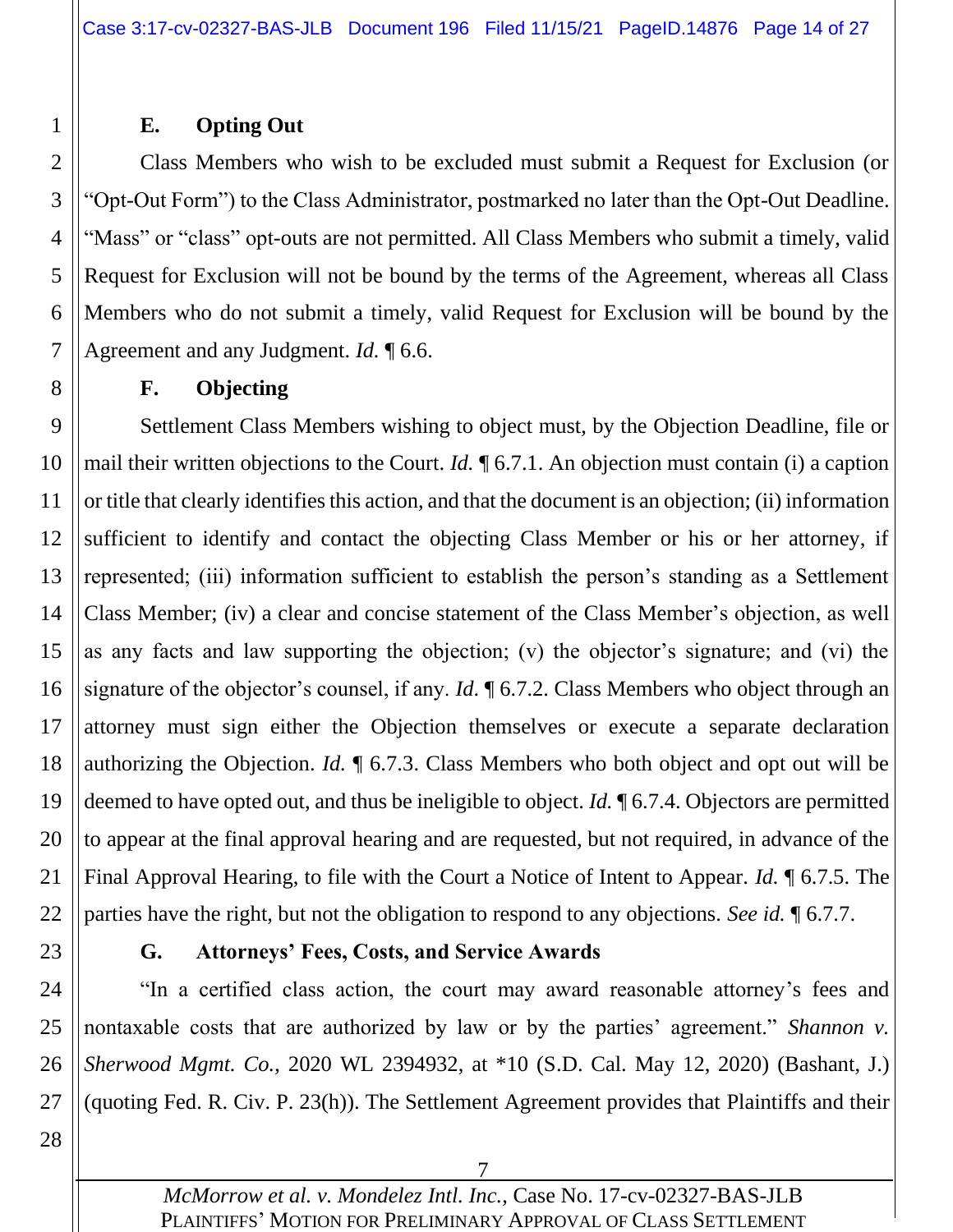### E. Opting Out

Class Members who wish to be excluded must submit a Request for Exclusion (or "Opt-Out Form") to the Class Administrator, postmarked no later than the Opt-Out Deadline. "Mass" or "class" opt-outs are not permitted. All Class Members who submit a timely, valid Request for Exclusion will not be bound by the terms of the Agreement, whereas all Class Members who do not submit a timely, valid Request for Exclusion will be bound by the Agreement and any Judgment. *Id.* ¶ 6.6.

### F. Objecting

Settlement Class Members wishing to object must, by the Objection Deadline, file or mail their written objections to the Court. *Id.* ¶ 6.7.1. An objection must contain (i) a caption or title that clearly identifies this action, and that the document is an objection; (ii) information sufficient to identify and contact the objecting Class Member or his or her attorney, if represented; (iii) information sufficient to establish the person's standing as a Settlement Class Member; (iv) a clear and concise statement of the Class Member's objection, as well as any facts and law supporting the objection; (v) the objector's signature; and (vi) the signature of the objector's counsel, if any. *Id.* ¶ 6.7.2. Class Members who object through an attorney must sign either the Objection themselves or execute a separate declaration authorizing the Objection. *Id.* ¶ 6.7.3. Class Members who both object and opt out will be deemed to have opted out, and thus be ineligible to object. *Id.* ¶ 6.7.4. Objectors are permitted to appear at the final approval hearing and are requested, but not required, in advance of the Final Approval Hearing, to file with the Court a Notice of Intent to Appear. *Id.* ¶ 6.7.5. The parties have the right, but not the obligation to respond to any objections. *See id.* ¶ 6.7.7.

### G. Attorneys' Fees, Costs, and Service Awards

"In a certified class action, the court may award reasonable attorney's fees and nontaxable costs that are authorized by law or by the parties' agreement." *Shannon v. Sherwood Mgmt. Co.*, 2020 WL 2394932, at \*10 (S.D. Cal. May 12, 2020) (Bashant, J.) (quoting Fed. R. Civ. P. 23(h)). The Settlement Agreement provides that Plaintiffs and their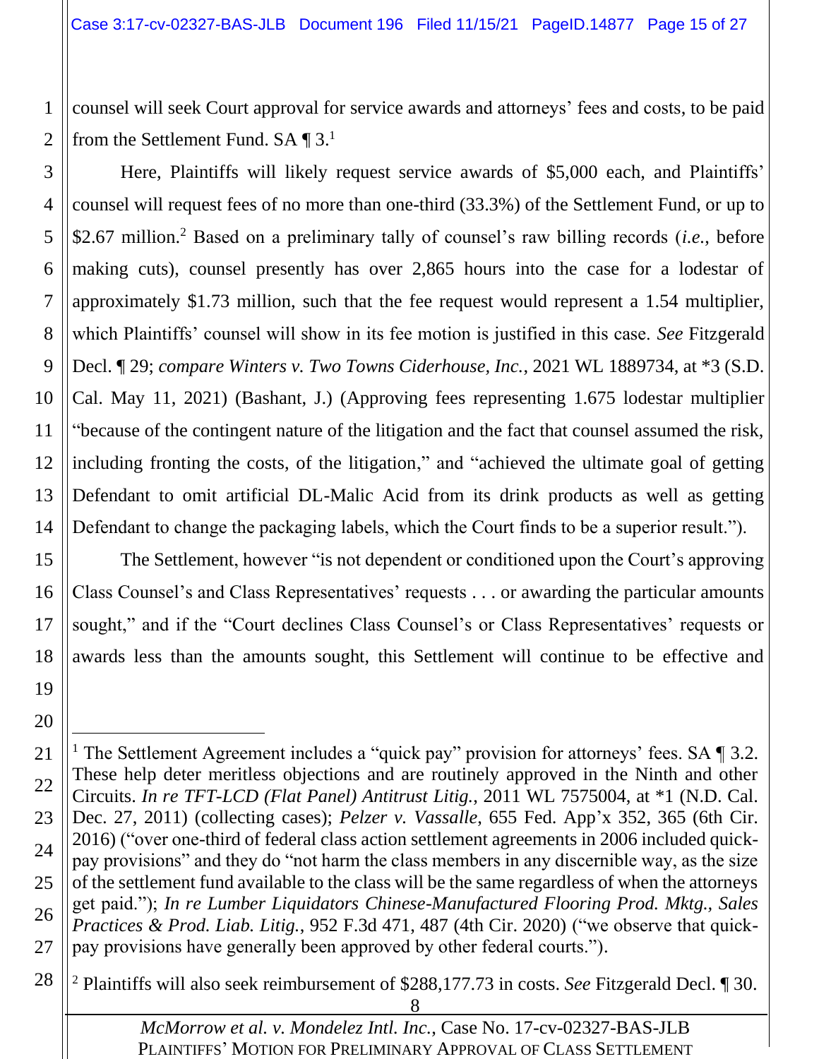counsel will seek Court approval for service awards and attorneys' fees and costs, to be paid from the Settlement Fund. SA ¶ 3.[1]

Here, Plaintiffs will likely request service awards of $5,000 each, and Plaintiffs' counsel will request fees of no more than one-third (33.3%) of the Settlement Fund, or up to $2.67 million.[2] Based on a preliminary tally of counsel's raw billing records (*i.e.*, before making cuts), counsel presently has over 2,865 hours into the case for a lodestar of approximately $1.73 million, such that the fee request would represent a 1.54 multiplier, which Plaintiffs' counsel will show in its fee motion is justified in this case. *See* Fitzgerald Decl. ¶ 29; *compare Winters v. Two Towns Ciderhouse, Inc.*, 2021 WL 1889734, at *3 (S.D. Cal. May 11, 2021) (Bashant, J.) (Approving fees representing 1.675 lodestar multiplier "because of the contingent nature of the litigation and the fact that counsel assumed the risk, including fronting the costs, of the litigation," and "achieved the ultimate goal of getting Defendant to omit artificial DL-Malic Acid from its drink products as well as getting Defendant to change the packaging labels, which the Court finds to be a superior result.").

The Settlement, however "is not dependent or conditioned upon the Court's approving Class Counsel's and Class Representatives' requests . . . or awarding the particular amounts sought," and if the "Court declines Class Counsel's or Class Representatives' requests or awards less than the amounts sought, this Settlement will continue to be effective and

---

[1] The Settlement Agreement includes a "quick pay" provision for attorneys' fees. SA ¶ 3.2. These help deter meritless objections and are routinely approved in the Ninth and other Circuits. *In re TFT-LCD (Flat Panel) Antitrust Litig.*, 2011 WL 7575004, at *1 (N.D. Cal. Dec. 27, 2011) (collecting cases); *Pelzer v. Vassalle*, 655 Fed. App'x 352, 365 (6th Cir. 2016) ("over one-third of federal class action settlement agreements in 2006 included quick-pay provisions" and they do "not harm the class members in any discernible way, as the size of the settlement fund available to the class will be the same regardless of when the attorneys get paid."); *In re Lumber Liquidators Chinese-Manufactured Flooring Prod. Mktg., Sales Practices & Prod. Liab. Litig.*, 952 F.3d 471, 487 (4th Cir. 2020) ("we observe that quick-pay provisions have generally been approved by other federal courts.").

[2] Plaintiffs will also seek reimbursement of $288,177.73 in costs. *See* Fitzgerald Decl. ¶ 30.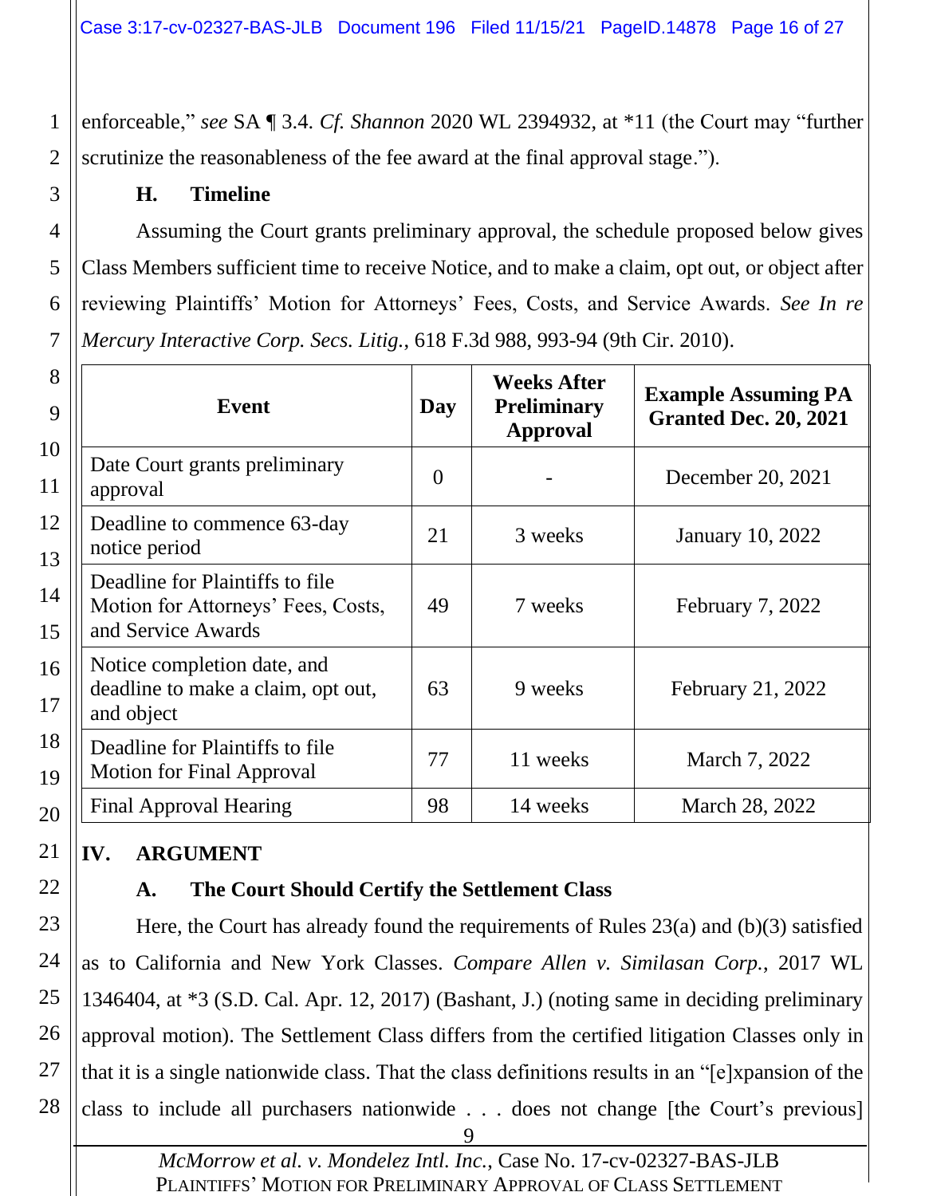enforceable," *see* SA ¶ 3.4. *Cf. Shannon* 2020 WL 2394932, at *11 (the Court may "further scrutinize the reasonableness of the fee award at the final approval stage.").

### H. Timeline

Assuming the Court grants preliminary approval, the schedule proposed below gives Class Members sufficient time to receive Notice, and to make a claim, opt out, or object after reviewing Plaintiffs' Motion for Attorneys' Fees, Costs, and Service Awards. *See In re Mercury Interactive Corp. Secs. Litig.*, 618 F.3d 988, 993-94 (9th Cir. 2010).

| Event | Day | Weeks After Preliminary Approval | Example Assuming PA Granted Dec. 20, 2021 |
|---|---|---|---|
| Date Court grants preliminary approval | 0 | - | December 20, 2021 |
| Deadline to commence 63-day notice period | 21 | 3 weeks | January 10, 2022 |
| Deadline for Plaintiffs to file Motion for Attorneys' Fees, Costs, and Service Awards | 49 | 7 weeks | February 7, 2022 |
| Notice completion date, and deadline to make a claim, opt out, and object | 63 | 9 weeks | February 21, 2022 |
| Deadline for Plaintiffs to file Motion for Final Approval | 77 | 11 weeks | March 7, 2022 |
| Final Approval Hearing | 98 | 14 weeks | March 28, 2022 |

## IV. ARGUMENT

### A. The Court Should Certify the Settlement Class

Here, the Court has already found the requirements of Rules 23(a) and (b)(3) satisfied as to California and New York Classes. *Compare Allen v. Similasan Corp.*, 2017 WL 1346404, at *3 (S.D. Cal. Apr. 12, 2017) (Bashant, J.) (noting same in deciding preliminary approval motion). The Settlement Class differs from the certified litigation Classes only in that it is a single nationwide class. That the class definitions results in an "[e]xpansion of the class to include all purchasers nationwide . . . does not change [the Court's previous]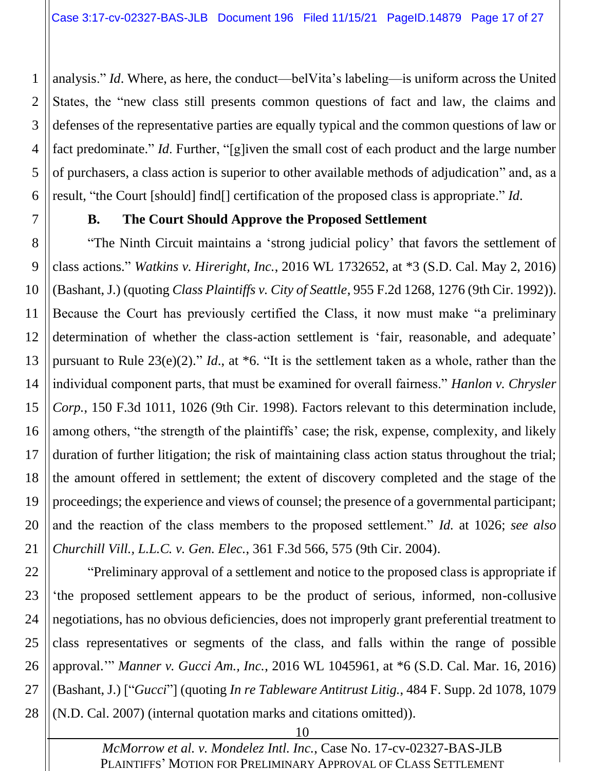analysis." *Id*. Where, as here, the conduct—belVita's labeling—is uniform across the United States, the "new class still presents common questions of fact and law, the claims and defenses of the representative parties are equally typical and the common questions of law or fact predominate." *Id*. Further, "[g]iven the small cost of each product and the large number of purchasers, a class action is superior to other available methods of adjudication" and, as a result, "the Court [should] find[] certification of the proposed class is appropriate." *Id*.

### B. The Court Should Approve the Proposed Settlement

"The Ninth Circuit maintains a 'strong judicial policy' that favors the settlement of class actions." *Watkins v. Hireright, Inc.*, 2016 WL 1732652, at *3 (S.D. Cal. May 2, 2016) (Bashant, J.) (quoting *Class Plaintiffs v. City of Seattle*, 955 F.2d 1268, 1276 (9th Cir. 1992)). Because the Court has previously certified the Class, it now must make "a preliminary determination of whether the class-action settlement is 'fair, reasonable, and adequate' pursuant to Rule 23(e)(2)." *Id.*, at *6. "It is the settlement taken as a whole, rather than the individual component parts, that must be examined for overall fairness." *Hanlon v. Chrysler Corp.*, 150 F.3d 1011, 1026 (9th Cir. 1998). Factors relevant to this determination include, among others, "the strength of the plaintiffs' case; the risk, expense, complexity, and likely duration of further litigation; the risk of maintaining class action status throughout the trial; the amount offered in settlement; the extent of discovery completed and the stage of the proceedings; the experience and views of counsel; the presence of a governmental participant; and the reaction of the class members to the proposed settlement." *Id.* at 1026; *see also Churchill Vill., L.L.C. v. Gen. Elec.*, 361 F.3d 566, 575 (9th Cir. 2004).

"Preliminary approval of a settlement and notice to the proposed class is appropriate if 'the proposed settlement appears to be the product of serious, informed, non-collusive negotiations, has no obvious deficiencies, does not improperly grant preferential treatment to class representatives or segments of the class, and falls within the range of possible approval.'" *Manner v. Gucci Am., Inc.*, 2016 WL 1045961, at *6 (S.D. Cal. Mar. 16, 2016) (Bashant, J.) ["*Gucci*"] (quoting *In re Tableware Antitrust Litig.*, 484 F. Supp. 2d 1078, 1079 (N.D. Cal. 2007) (internal quotation marks and citations omitted)).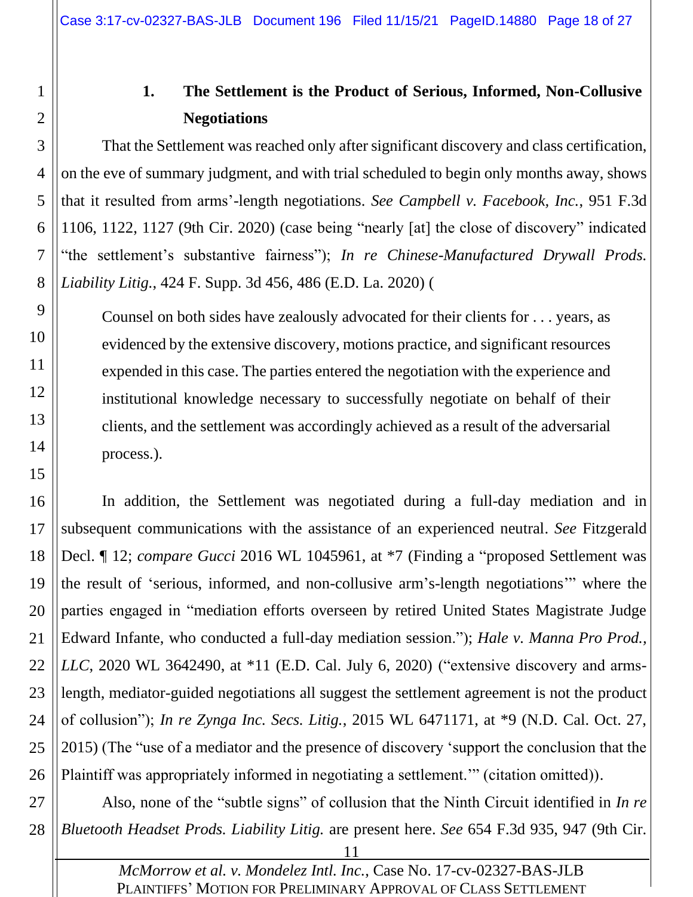### 1. The Settlement is the Product of Serious, Informed, Non-Collusive Negotiations

That the Settlement was reached only after significant discovery and class certification, on the eve of summary judgment, and with trial scheduled to begin only months away, shows that it resulted from arms'-length negotiations. *See Campbell v. Facebook, Inc.*, 951 F.3d 1106, 1122, 1127 (9th Cir. 2020) (case being "nearly [at] the close of discovery" indicated "the settlement's substantive fairness"); *In re Chinese-Manufactured Drywall Prods. Liability Litig.*, 424 F. Supp. 3d 456, 486 (E.D. La. 2020) (

> Counsel on both sides have zealously advocated for their clients for . . . years, as evidenced by the extensive discovery, motions practice, and significant resources expended in this case. The parties entered the negotiation with the experience and institutional knowledge necessary to successfully negotiate on behalf of their clients, and the settlement was accordingly achieved as a result of the adversarial process.).

In addition, the Settlement was negotiated during a full-day mediation and in subsequent communications with the assistance of an experienced neutral. *See* Fitzgerald Decl. ¶ 12; *compare Gucci* 2016 WL 1045961, at *7 (Finding a "proposed Settlement was the result of 'serious, informed, and non-collusive arm's-length negotiations'" where the parties engaged in "mediation efforts overseen by retired United States Magistrate Judge Edward Infante, who conducted a full-day mediation session."); *Hale v. Manna Pro Prod., LLC*, 2020 WL 3642490, at *11 (E.D. Cal. July 6, 2020) ("extensive discovery and arms-length, mediator-guided negotiations all suggest the settlement agreement is not the product of collusion"); *In re Zynga Inc. Secs. Litig.*, 2015 WL 6471171, at *9 (N.D. Cal. Oct. 27, 2015) (The "use of a mediator and the presence of discovery 'support the conclusion that the Plaintiff was appropriately informed in negotiating a settlement.'" (citation omitted)).

Also, none of the "subtle signs" of collusion that the Ninth Circuit identified in *In re Bluetooth Headset Prods. Liability Litig.* are present here. *See* 654 F.3d 935, 947 (9th Cir.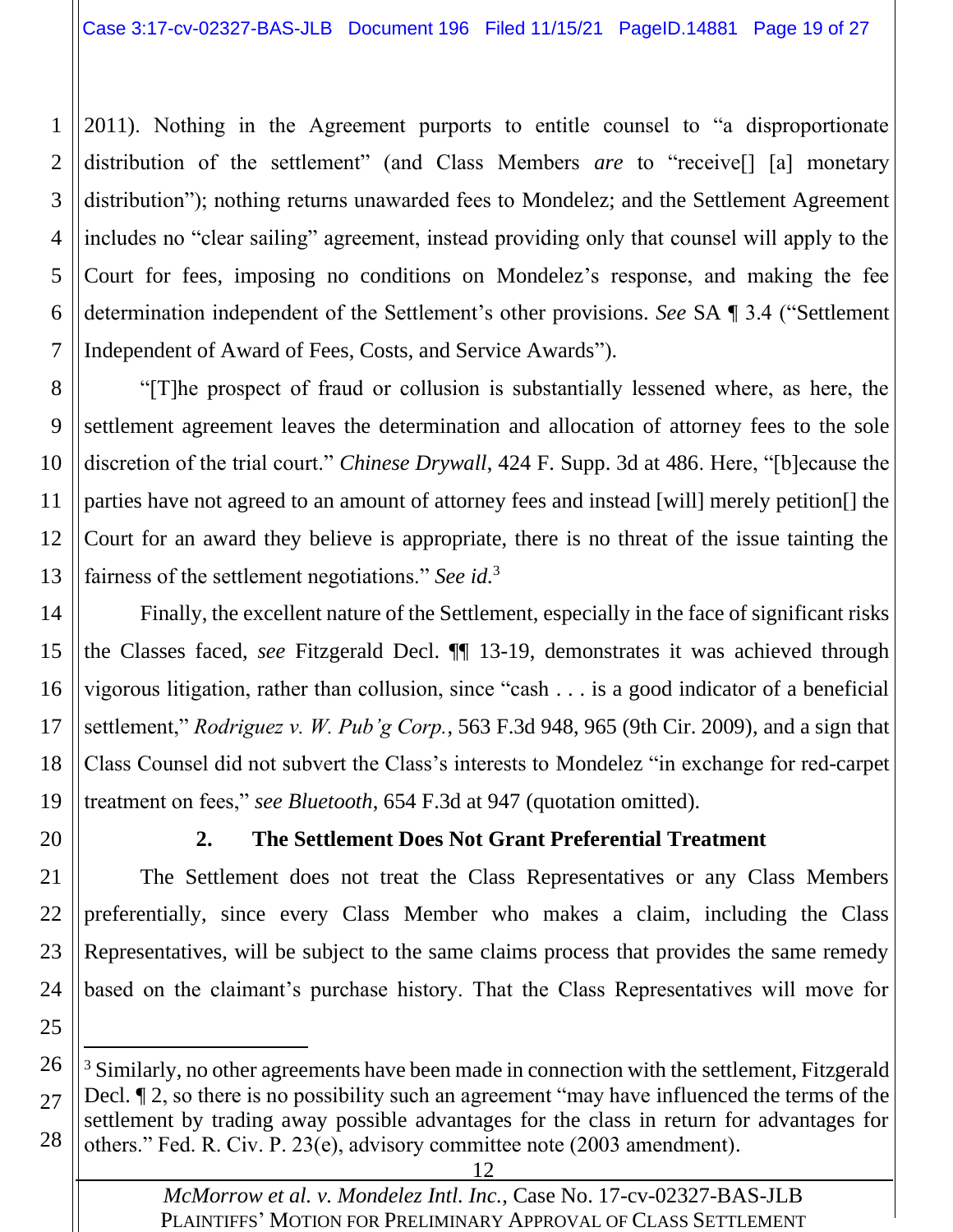2011). Nothing in the Agreement purports to entitle counsel to "a disproportionate distribution of the settlement" (and Class Members *are* to "receive[] [a] monetary distribution"); nothing returns unawarded fees to Mondelez; and the Settlement Agreement includes no "clear sailing" agreement, instead providing only that counsel will apply to the Court for fees, imposing no conditions on Mondelez's response, and making the fee determination independent of the Settlement's other provisions. *See* SA ¶ 3.4 ("Settlement Independent of Award of Fees, Costs, and Service Awards").

"[T]he prospect of fraud or collusion is substantially lessened where, as here, the settlement agreement leaves the determination and allocation of attorney fees to the sole discretion of the trial court." *Chinese Drywall*, 424 F. Supp. 3d at 486. Here, "[b]ecause the parties have not agreed to an amount of attorney fees and instead [will] merely petition[] the Court for an award they believe is appropriate, there is no threat of the issue tainting the fairness of the settlement negotiations." *See id.*[3]

Finally, the excellent nature of the Settlement, especially in the face of significant risks the Classes faced, *see* Fitzgerald Decl. ¶¶ 13-19, demonstrates it was achieved through vigorous litigation, rather than collusion, since "cash . . . is a good indicator of a beneficial settlement," *Rodriguez v. W. Pub'g Corp.*, 563 F.3d 948, 965 (9th Cir. 2009), and a sign that Class Counsel did not subvert the Class's interests to Mondelez "in exchange for red-carpet treatment on fees," *see Bluetooth*, 654 F.3d at 947 (quotation omitted).

### 2. The Settlement Does Not Grant Preferential Treatment

The Settlement does not treat the Class Representatives or any Class Members preferentially, since every Class Member who makes a claim, including the Class Representatives, will be subject to the same claims process that provides the same remedy based on the claimant's purchase history. That the Class Representatives will move for

---

[3] Similarly, no other agreements have been made in connection with the settlement, Fitzgerald Decl. ¶ 2, so there is no possibility such an agreement "may have influenced the terms of the settlement by trading away possible advantages for the class in return for advantages for others." Fed. R. Civ. P. 23(e), advisory committee note (2003 amendment).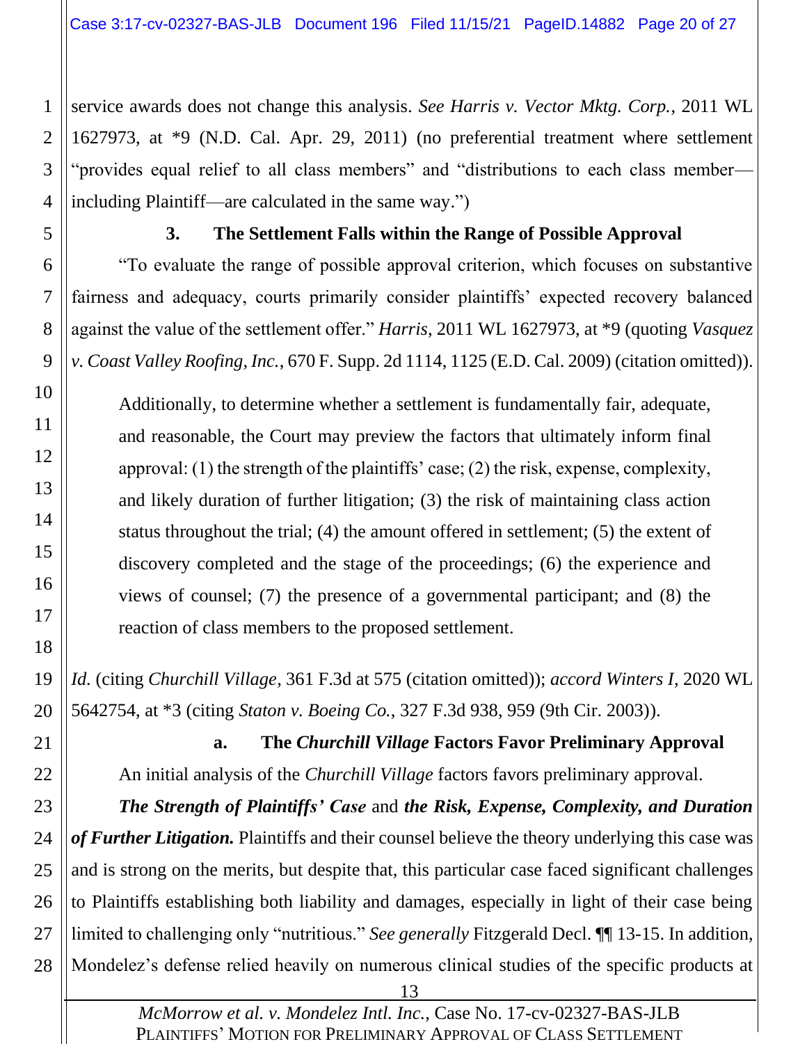service awards does not change this analysis. *See Harris v. Vector Mktg. Corp.*, 2011 WL 1627973, at *9 (N.D. Cal. Apr. 29, 2011) (no preferential treatment where settlement "provides equal relief to all class members" and "distributions to each class member—including Plaintiff—are calculated in the same way.")

### 3. The Settlement Falls within the Range of Possible Approval

"To evaluate the range of possible approval criterion, which focuses on substantive fairness and adequacy, courts primarily consider plaintiffs' expected recovery balanced against the value of the settlement offer." *Harris*, 2011 WL 1627973, at *9 (quoting *Vasquez v. Coast Valley Roofing, Inc.*, 670 F. Supp. 2d 1114, 1125 (E.D. Cal. 2009) (citation omitted)).

> Additionally, to determine whether a settlement is fundamentally fair, adequate, and reasonable, the Court may preview the factors that ultimately inform final approval: (1) the strength of the plaintiffs' case; (2) the risk, expense, complexity, and likely duration of further litigation; (3) the risk of maintaining class action status throughout the trial; (4) the amount offered in settlement; (5) the extent of discovery completed and the stage of the proceedings; (6) the experience and views of counsel; (7) the presence of a governmental participant; and (8) the reaction of class members to the proposed settlement.

*Id.* (citing *Churchill Village*, 361 F.3d at 575 (citation omitted)); *accord Winters I*, 2020 WL 5642754, at *3 (citing *Staton v. Boeing Co.*, 327 F.3d 938, 959 (9th Cir. 2003)).

#### a. The *Churchill Village* Factors Favor Preliminary Approval

An initial analysis of the *Churchill Village* factors favors preliminary approval.

***The Strength of Plaintiffs' Case*** and ***the Risk, Expense, Complexity, and Duration of Further Litigation.*** Plaintiffs and their counsel believe the theory underlying this case was and is strong on the merits, but despite that, this particular case faced significant challenges to Plaintiffs establishing both liability and damages, especially in light of their case being limited to challenging only "nutritious." *See generally* Fitzgerald Decl. ¶¶ 13-15. In addition, Mondelez's defense relied heavily on numerous clinical studies of the specific products at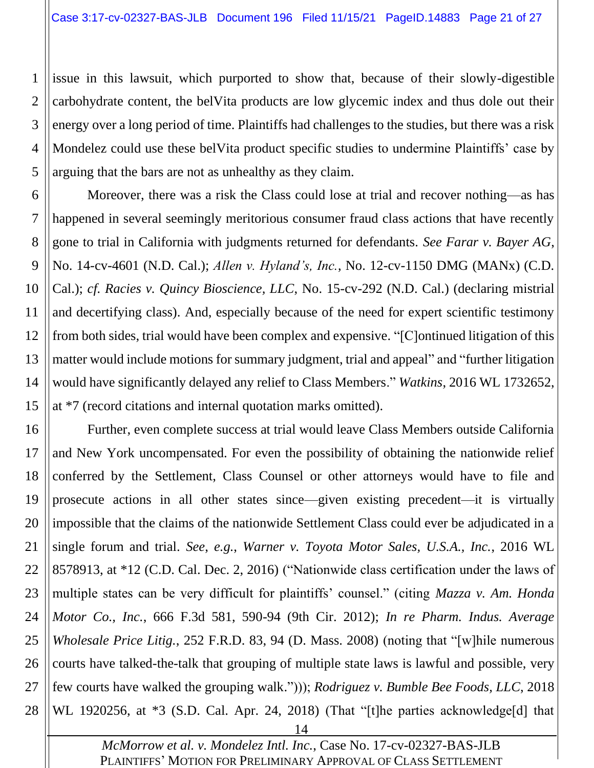issue in this lawsuit, which purported to show that, because of their slowly-digestible carbohydrate content, the belVita products are low glycemic index and thus dole out their energy over a long period of time. Plaintiffs had challenges to the studies, but there was a risk Mondelez could use these belVita product specific studies to undermine Plaintiffs' case by arguing that the bars are not as unhealthy as they claim.

Moreover, there was a risk the Class could lose at trial and recover nothing—as has happened in several seemingly meritorious consumer fraud class actions that have recently gone to trial in California with judgments returned for defendants. *See Farar v. Bayer AG*, No. 14-cv-4601 (N.D. Cal.); *Allen v. Hyland's, Inc.*, No. 12-cv-1150 DMG (MANx) (C.D. Cal.); *cf. Racies v. Quincy Bioscience, LLC*, No. 15-cv-292 (N.D. Cal.) (declaring mistrial and decertifying class). And, especially because of the need for expert scientific testimony from both sides, trial would have been complex and expensive. "[C]ontinued litigation of this matter would include motions for summary judgment, trial and appeal" and "further litigation would have significantly delayed any relief to Class Members." *Watkins*, 2016 WL 1732652, at *7 (record citations and internal quotation marks omitted).

Further, even complete success at trial would leave Class Members outside California and New York uncompensated. For even the possibility of obtaining the nationwide relief conferred by the Settlement, Class Counsel or other attorneys would have to file and prosecute actions in all other states since—given existing precedent—it is virtually impossible that the claims of the nationwide Settlement Class could ever be adjudicated in a single forum and trial. *See, e.g.*, *Warner v. Toyota Motor Sales, U.S.A., Inc.*, 2016 WL 8578913, at *12 (C.D. Cal. Dec. 2, 2016) ("Nationwide class certification under the laws of multiple states can be very difficult for plaintiffs' counsel." (citing *Mazza v. Am. Honda Motor Co., Inc.*, 666 F.3d 581, 590-94 (9th Cir. 2012); *In re Pharm. Indus. Average Wholesale Price Litig.*, 252 F.R.D. 83, 94 (D. Mass. 2008) (noting that "[w]hile numerous courts have talked-the-talk that grouping of multiple state laws is lawful and possible, very few courts have walked the grouping walk."))); *Rodriguez v. Bumble Bee Foods, LLC*, 2018 WL 1920256, at *3 (S.D. Cal. Apr. 24, 2018) (That "[t]he parties acknowledge[d] that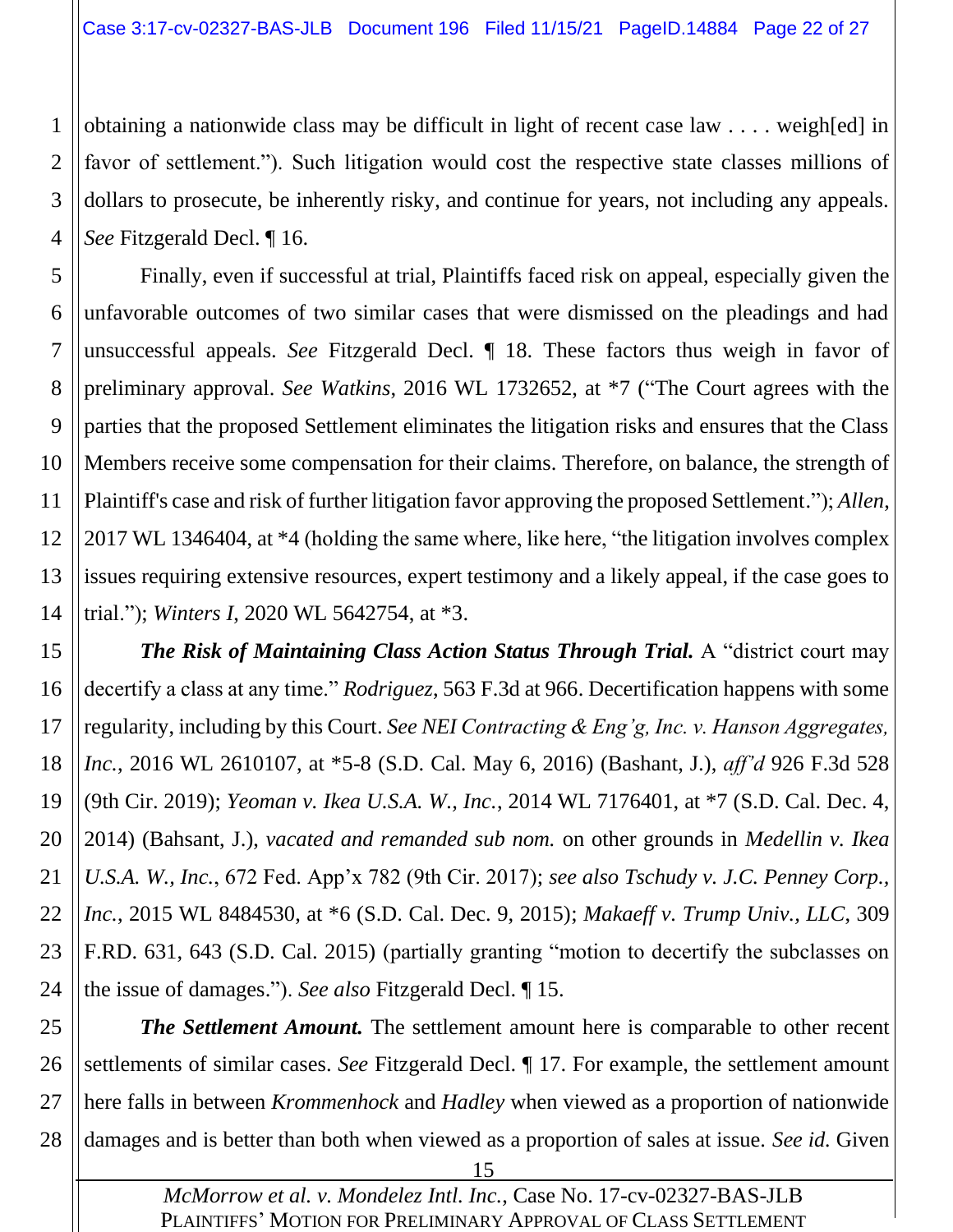obtaining a nationwide class may be difficult in light of recent case law . . . . weigh[ed] in favor of settlement."). Such litigation would cost the respective state classes millions of dollars to prosecute, be inherently risky, and continue for years, not including any appeals. *See* Fitzgerald Decl. ¶ 16.

Finally, even if successful at trial, Plaintiffs faced risk on appeal, especially given the unfavorable outcomes of two similar cases that were dismissed on the pleadings and had unsuccessful appeals. *See* Fitzgerald Decl. ¶ 18. These factors thus weigh in favor of preliminary approval. *See Watkins*, 2016 WL 1732652, at *7 ("The Court agrees with the parties that the proposed Settlement eliminates the litigation risks and ensures that the Class Members receive some compensation for their claims. Therefore, on balance, the strength of Plaintiff's case and risk of further litigation favor approving the proposed Settlement."); *Allen*, 2017 WL 1346404, at *4 (holding the same where, like here, "the litigation involves complex issues requiring extensive resources, expert testimony and a likely appeal, if the case goes to trial."); *Winters I*, 2020 WL 5642754, at *3.

***The Risk of Maintaining Class Action Status Through Trial.*** A "district court may decertify a class at any time." *Rodriguez*, 563 F.3d at 966. Decertification happens with some regularity, including by this Court. *See NEI Contracting & Eng'g, Inc. v. Hanson Aggregates, Inc.*, 2016 WL 2610107, at *5-8 (S.D. Cal. May 6, 2016) (Bashant, J.), *aff'd* 926 F.3d 528 (9th Cir. 2019); *Yeoman v. Ikea U.S.A. W., Inc.*, 2014 WL 7176401, at *7 (S.D. Cal. Dec. 4, 2014) (Bahsant, J.), *vacated and remanded sub nom.* on other grounds in *Medellin v. Ikea U.S.A. W., Inc.*, 672 Fed. App'x 782 (9th Cir. 2017); *see also Tschudy v. J.C. Penney Corp., Inc.*, 2015 WL 8484530, at *6 (S.D. Cal. Dec. 9, 2015); *Makaeff v. Trump Univ., LLC*, 309 F.RD. 631, 643 (S.D. Cal. 2015) (partially granting "motion to decertify the subclasses on the issue of damages."). *See also* Fitzgerald Decl. ¶ 15.

***The Settlement Amount.*** The settlement amount here is comparable to other recent settlements of similar cases. *See* Fitzgerald Decl. ¶ 17. For example, the settlement amount here falls in between *Krommenhock* and *Hadley* when viewed as a proportion of nationwide damages and is better than both when viewed as a proportion of sales at issue. *See id.* Given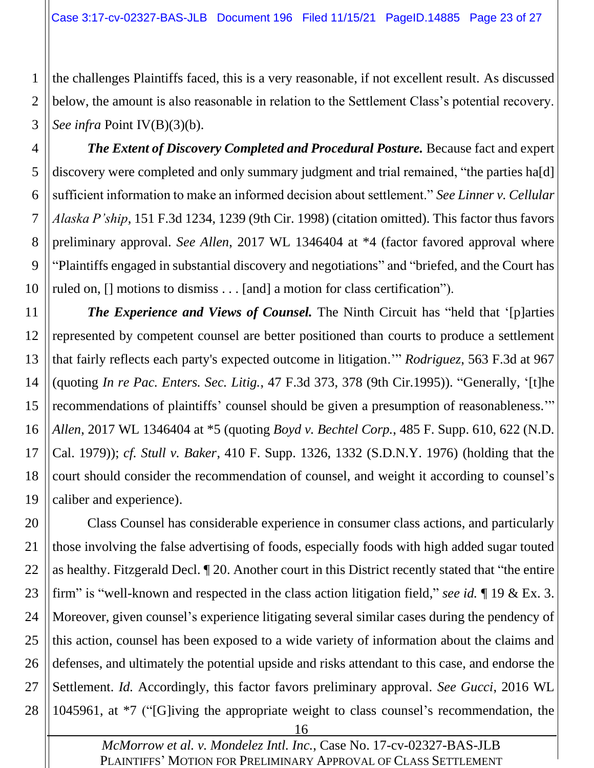the challenges Plaintiffs faced, this is a very reasonable, if not excellent result. As discussed below, the amount is also reasonable in relation to the Settlement Class's potential recovery. *See infra* Point IV(B)(3)(b).

***The Extent of Discovery Completed and Procedural Posture.*** Because fact and expert discovery were completed and only summary judgment and trial remained, "the parties ha[d] sufficient information to make an informed decision about settlement." *See Linner v. Cellular Alaska P'ship*, 151 F.3d 1234, 1239 (9th Cir. 1998) (citation omitted). This factor thus favors preliminary approval. *See Allen*, 2017 WL 1346404 at *4 (factor favored approval where "Plaintiffs engaged in substantial discovery and negotiations" and "briefed, and the Court has ruled on, [] motions to dismiss . . . [and] a motion for class certification").

***The Experience and Views of Counsel.*** The Ninth Circuit has "held that '[p]arties represented by competent counsel are better positioned than courts to produce a settlement that fairly reflects each party's expected outcome in litigation.'" *Rodriguez*, 563 F.3d at 967 (quoting *In re Pac. Enters. Sec. Litig.*, 47 F.3d 373, 378 (9th Cir.1995)). "Generally, '[t]he recommendations of plaintiffs' counsel should be given a presumption of reasonableness.'" *Allen*, 2017 WL 1346404 at *5 (quoting *Boyd v. Bechtel Corp.*, 485 F. Supp. 610, 622 (N.D. Cal. 1979)); *cf. Stull v. Baker*, 410 F. Supp. 1326, 1332 (S.D.N.Y. 1976) (holding that the court should consider the recommendation of counsel, and weight it according to counsel's caliber and experience).

Class Counsel has considerable experience in consumer class actions, and particularly those involving the false advertising of foods, especially foods with high added sugar touted as healthy. Fitzgerald Decl. ¶ 20. Another court in this District recently stated that "the entire firm" is "well-known and respected in the class action litigation field," *see id.* ¶ 19 & Ex. 3. Moreover, given counsel's experience litigating several similar cases during the pendency of this action, counsel has been exposed to a wide variety of information about the claims and defenses, and ultimately the potential upside and risks attendant to this case, and endorse the Settlement. *Id.* Accordingly, this factor favors preliminary approval. *See Gucci*, 2016 WL 1045961, at *7 ("[G]iving the appropriate weight to class counsel's recommendation, the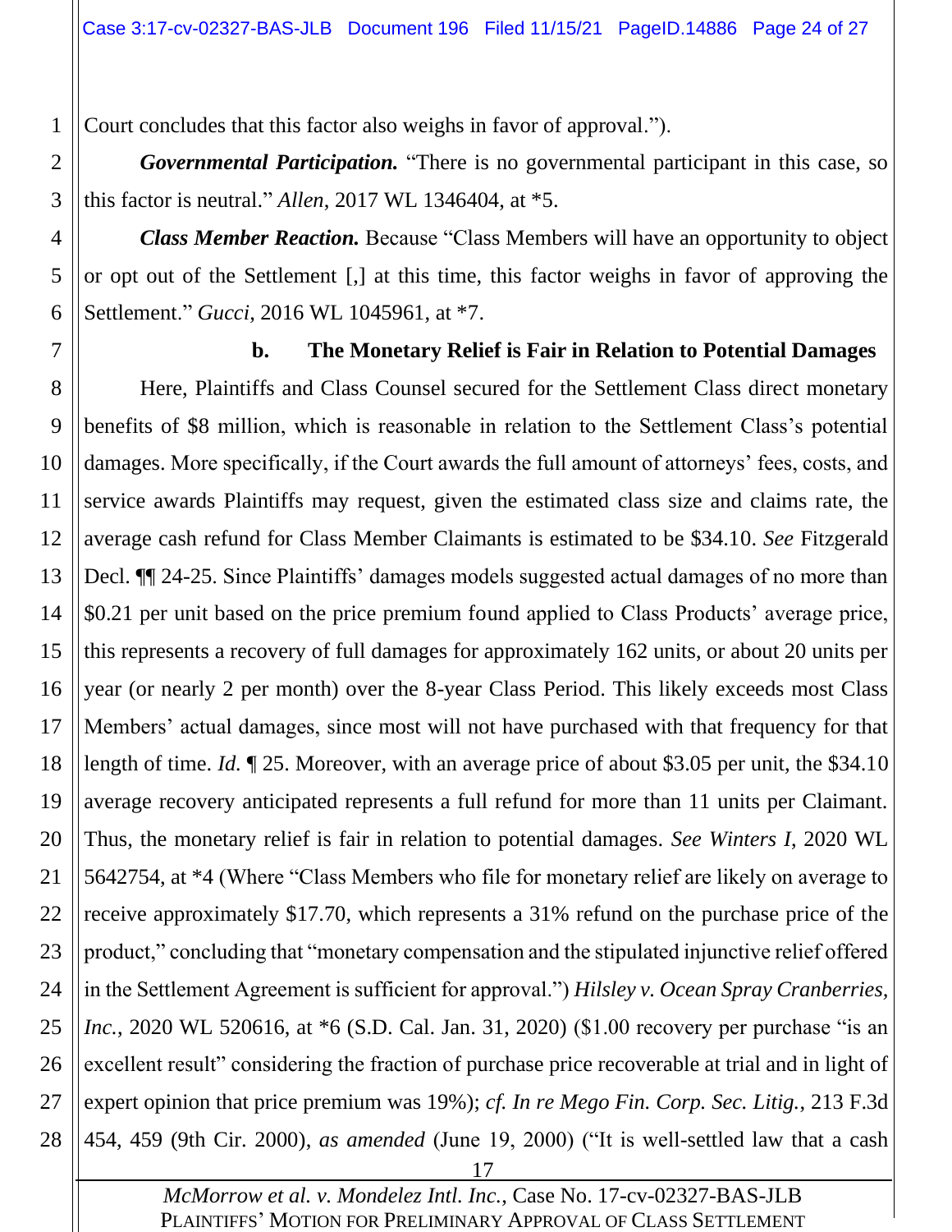Court concludes that this factor also weighs in favor of approval.").

***Governmental Participation.*** "There is no governmental participant in this case, so this factor is neutral." *Allen*, 2017 WL 1346404, at *5.

***Class Member Reaction.*** Because "Class Members will have an opportunity to object or opt out of the Settlement [,] at this time, this factor weighs in favor of approving the Settlement." *Gucci*, 2016 WL 1045961, at *7.

**b. The Monetary Relief is Fair in Relation to Potential Damages**

Here, Plaintiffs and Class Counsel secured for the Settlement Class direct monetary benefits of $8 million, which is reasonable in relation to the Settlement Class's potential damages. More specifically, if the Court awards the full amount of attorneys' fees, costs, and service awards Plaintiffs may request, given the estimated class size and claims rate, the average cash refund for Class Member Claimants is estimated to be $34.10. *See* Fitzgerald Decl. ¶¶ 24-25. Since Plaintiffs' damages models suggested actual damages of no more than $0.21 per unit based on the price premium found applied to Class Products' average price, this represents a recovery of full damages for approximately 162 units, or about 20 units per year (or nearly 2 per month) over the 8-year Class Period. This likely exceeds most Class Members' actual damages, since most will not have purchased with that frequency for that length of time. *Id.* ¶ 25. Moreover, with an average price of about $3.05 per unit, the $34.10 average recovery anticipated represents a full refund for more than 11 units per Claimant. Thus, the monetary relief is fair in relation to potential damages. *See Winters I*, 2020 WL 5642754, at *4 (Where "Class Members who file for monetary relief are likely on average to receive approximately $17.70, which represents a 31% refund on the purchase price of the product," concluding that "monetary compensation and the stipulated injunctive relief offered in the Settlement Agreement is sufficient for approval.") *Hilsley v. Ocean Spray Cranberries, Inc.*, 2020 WL 520616, at *6 (S.D. Cal. Jan. 31, 2020) ($1.00 recovery per purchase "is an excellent result" considering the fraction of purchase price recoverable at trial and in light of expert opinion that price premium was 19%); *cf. In re Mego Fin. Corp. Sec. Litig.*, 213 F.3d 454, 459 (9th Cir. 2000), *as amended* (June 19, 2000) ("It is well-settled law that a cash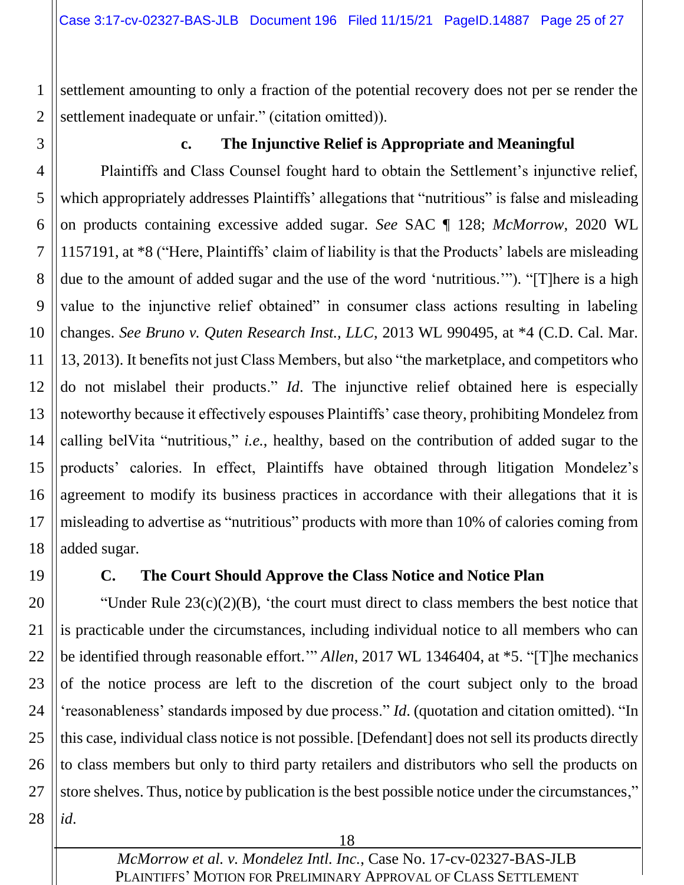settlement amounting to only a fraction of the potential recovery does not per se render the settlement inadequate or unfair." (citation omitted)).

### c. The Injunctive Relief is Appropriate and Meaningful

Plaintiffs and Class Counsel fought hard to obtain the Settlement's injunctive relief, which appropriately addresses Plaintiffs' allegations that "nutritious" is false and misleading on products containing excessive added sugar. *See* SAC ¶ 128; *McMorrow*, 2020 WL 1157191, at *8 ("Here, Plaintiffs' claim of liability is that the Products' labels are misleading due to the amount of added sugar and the use of the word 'nutritious.'"). "[T]here is a high value to the injunctive relief obtained" in consumer class actions resulting in labeling changes. *See Bruno v. Quten Research Inst., LLC*, 2013 WL 990495, at *4 (C.D. Cal. Mar. 13, 2013). It benefits not just Class Members, but also "the marketplace, and competitors who do not mislabel their products." *Id*. The injunctive relief obtained here is especially noteworthy because it effectively espouses Plaintiffs' case theory, prohibiting Mondelez from calling belVita "nutritious," *i.e.*, healthy, based on the contribution of added sugar to the products' calories. In effect, Plaintiffs have obtained through litigation Mondelez's agreement to modify its business practices in accordance with their allegations that it is misleading to advertise as "nutritious" products with more than 10% of calories coming from added sugar.

## C. The Court Should Approve the Class Notice and Notice Plan

"Under Rule 23(c)(2)(B), 'the court must direct to class members the best notice that is practicable under the circumstances, including individual notice to all members who can be identified through reasonable effort.'" *Allen*, 2017 WL 1346404, at *5. "[T]he mechanics of the notice process are left to the discretion of the court subject only to the broad 'reasonableness' standards imposed by due process." *Id*. (quotation and citation omitted). "In this case, individual class notice is not possible. [Defendant] does not sell its products directly to class members but only to third party retailers and distributors who sell the products on store shelves. Thus, notice by publication is the best possible notice under the circumstances," *id*.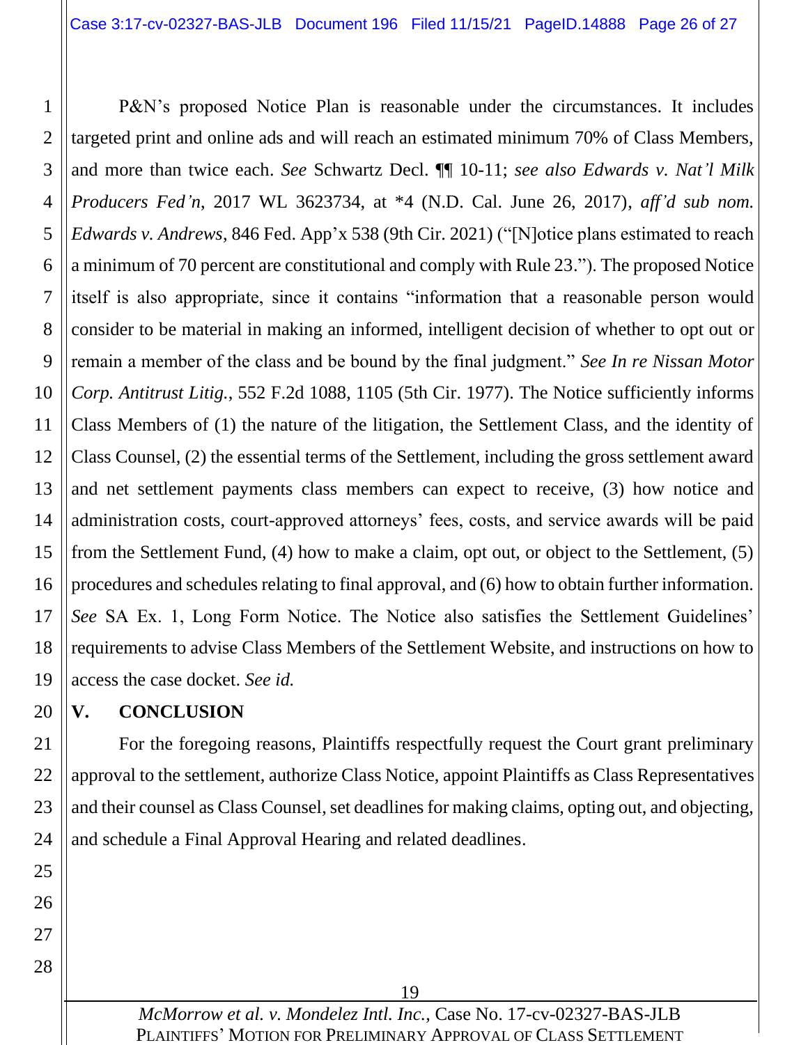P&N's proposed Notice Plan is reasonable under the circumstances. It includes targeted print and online ads and will reach an estimated minimum 70% of Class Members, and more than twice each. *See* Schwartz Decl. ¶¶ 10-11; *see also Edwards v. Nat'l Milk Producers Fed'n*, 2017 WL 3623734, at *4 (N.D. Cal. June 26, 2017), *aff'd sub nom. Edwards v. Andrews*, 846 Fed. App'x 538 (9th Cir. 2021) ("[N]otice plans estimated to reach a minimum of 70 percent are constitutional and comply with Rule 23."). The proposed Notice itself is also appropriate, since it contains "information that a reasonable person would consider to be material in making an informed, intelligent decision of whether to opt out or remain a member of the class and be bound by the final judgment." *See In re Nissan Motor Corp. Antitrust Litig.*, 552 F.2d 1088, 1105 (5th Cir. 1977). The Notice sufficiently informs Class Members of (1) the nature of the litigation, the Settlement Class, and the identity of Class Counsel, (2) the essential terms of the Settlement, including the gross settlement award and net settlement payments class members can expect to receive, (3) how notice and administration costs, court-approved attorneys' fees, costs, and service awards will be paid from the Settlement Fund, (4) how to make a claim, opt out, or object to the Settlement, (5) procedures and schedules relating to final approval, and (6) how to obtain further information. *See* SA Ex. 1, Long Form Notice. The Notice also satisfies the Settlement Guidelines' requirements to advise Class Members of the Settlement Website, and instructions on how to access the case docket. *See id.*

## V. CONCLUSION

For the foregoing reasons, Plaintiffs respectfully request the Court grant preliminary approval to the settlement, authorize Class Notice, appoint Plaintiffs as Class Representatives and their counsel as Class Counsel, set deadlines for making claims, opting out, and objecting, and schedule a Final Approval Hearing and related deadlines.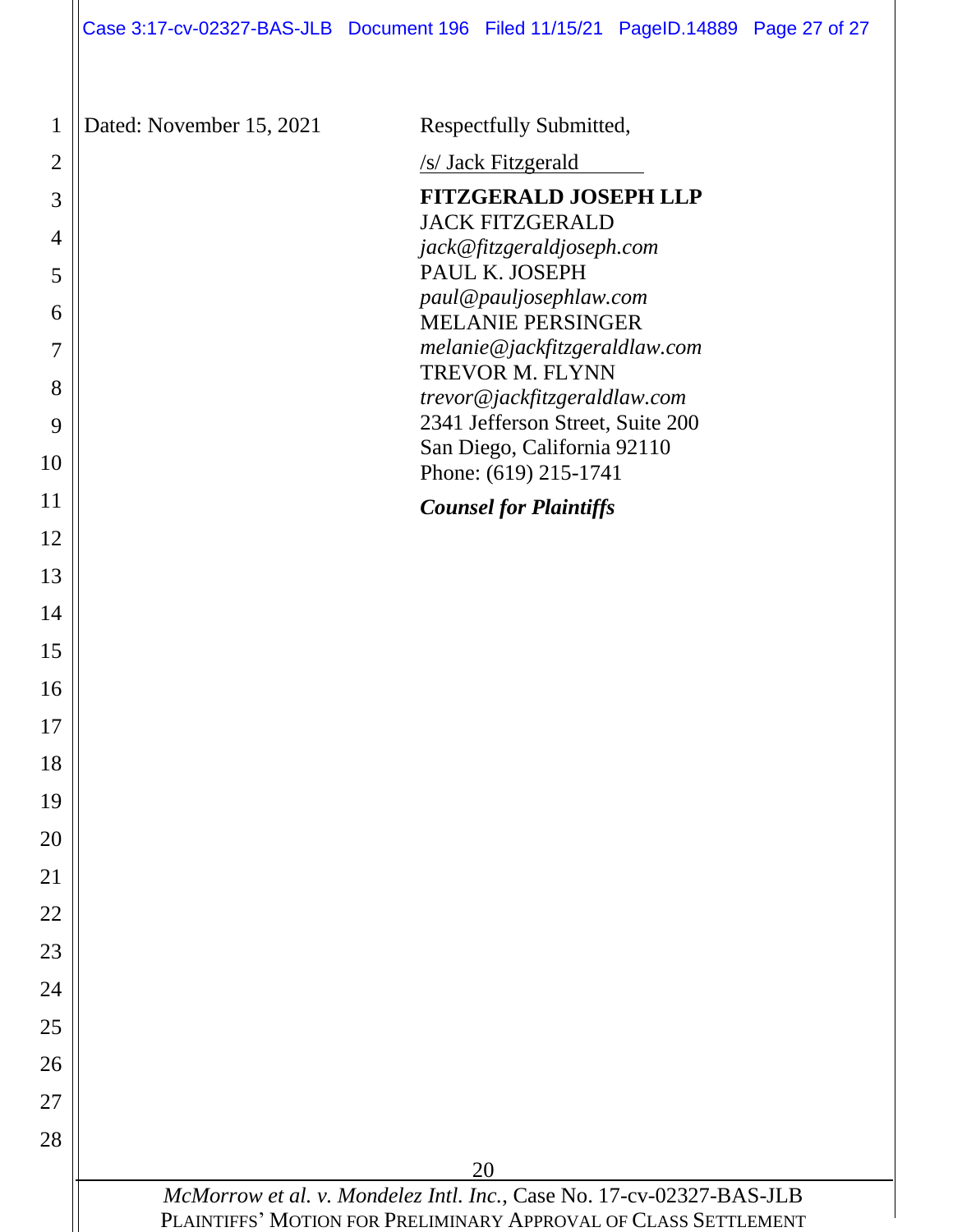Dated: November 15, 2021

Respectfully Submitted,

/s/ Jack Fitzgerald

**FITZGERALD JOSEPH LLP**
JACK FITZGERALD
*jack@fitzgeraldjoseph.com*
PAUL K. JOSEPH
*paul@pauljosephlaw.com*
MELANIE PERSINGER
*melanie@jackfitzgeraldlaw.com*
TREVOR M. FLYNN
*trevor@jackfitzgeraldlaw.com*
2341 Jefferson Street, Suite 200
San Diego, California 92110
Phone: (619) 215-1741

***Counsel for Plaintiffs***